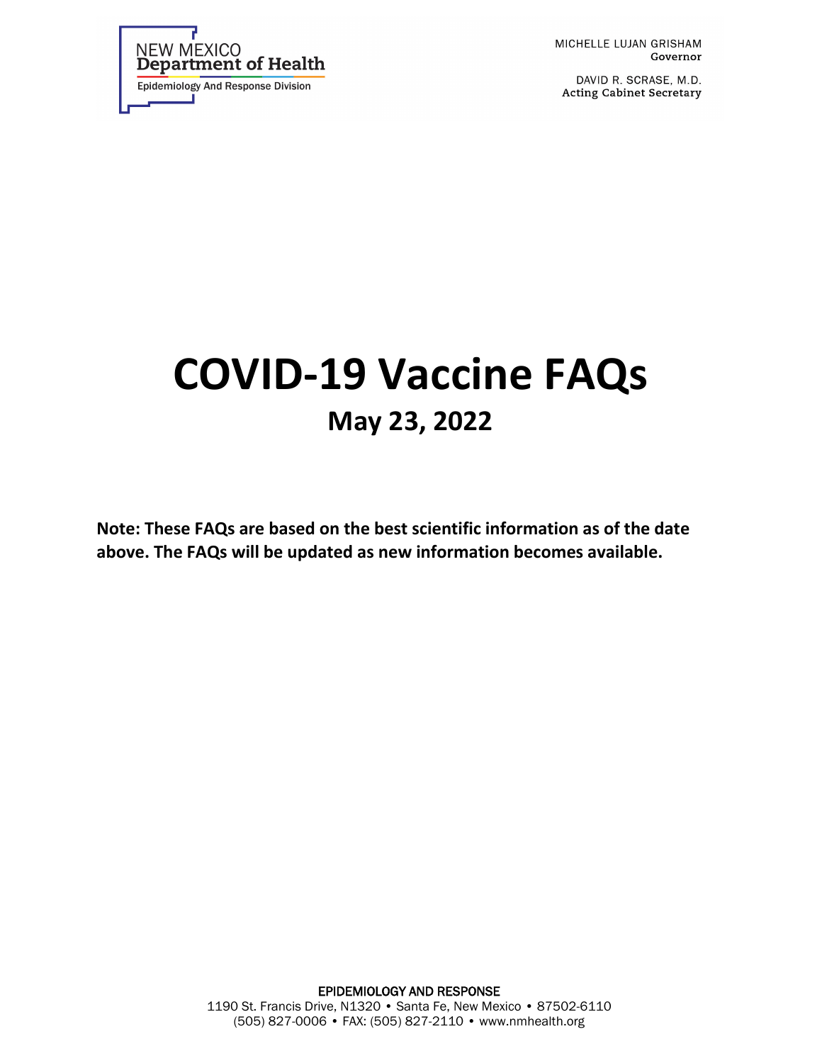NEW MEXICO
**Department of Health**
Epidemiology And Response Division

MICHELLE LUJAN GRISHAM
Governor

DAVID R. SCRASE, M.D.
Acting Cabinet Secretary

# COVID-19 Vaccine FAQs

## May 23, 2022

**Note: These FAQs are based on the best scientific information as of the date above. The FAQs will be updated as new information becomes available.**

EPIDEMIOLOGY AND RESPONSE
1190 St. Francis Drive, N1320 • Santa Fe, New Mexico • 87502-6110
(505) 827-0006 • FAX: (505) 827-2110 • www.nmhealth.org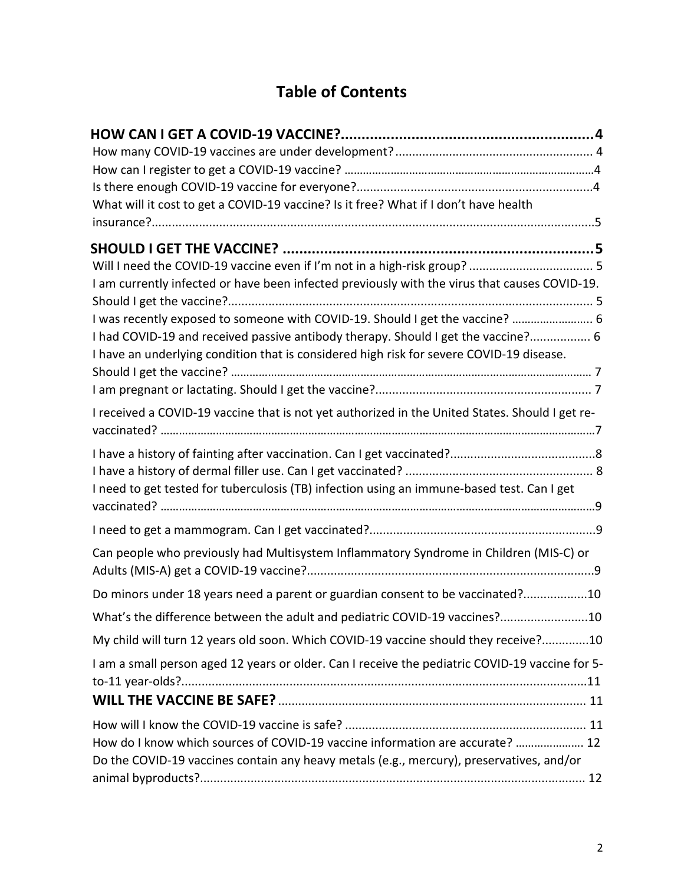# Table of Contents

**HOW CAN I GET A COVID-19 VACCINE?..........................................................4**

How many COVID-19 vaccines are under development?........................................................ 4

How can I register to get a COVID-19 vaccine? ..........................................................................4

Is there enough COVID-19 vaccine for everyone?.....................................................................4

What will it cost to get a COVID-19 vaccine? Is it free? What if I don't have health insurance?..................................................................................................................................5

**SHOULD I GET THE VACCINE? ..........................................................................5**

Will I need the COVID-19 vaccine even if I'm not in a high-risk group? .................................... 5

I am currently infected or have been infected previously with the virus that causes COVID-19. Should I get the vaccine?............................................................................................................ 5

I was recently exposed to someone with COVID-19. Should I get the vaccine? ......................... 6

I had COVID-19 and received passive antibody therapy. Should I get the vaccine?................. 6

I have an underlying condition that is considered high risk for severe COVID-19 disease. Should I get the vaccine? .............................................................................................................. 7

I am pregnant or lactating. Should I get the vaccine?................................................................ 7

I received a COVID-19 vaccine that is not yet authorized in the United States. Should I get re-vaccinated? ..................................................................................................................................7

I have a history of fainting after vaccination. Can I get vaccinated?...........................................8

I have a history of dermal filler use. Can I get vaccinated? ........................................................ 8

I need to get tested for tuberculosis (TB) infection using an immune-based test. Can I get vaccinated? ..................................................................................................................................9

I need to get a mammogram. Can I get vaccinated?...................................................................9

Can people who previously had Multisystem Inflammatory Syndrome in Children (MIS-C) or Adults (MIS-A) get a COVID-19 vaccine?.....................................................................................9

Do minors under 18 years need a parent or guardian consent to be vaccinated?..................10

What's the difference between the adult and pediatric COVID-19 vaccines?..........................10

My child will turn 12 years old soon. Which COVID-19 vaccine should they receive?.............10

I am a small person aged 12 years or older. Can I receive the pediatric COVID-19 vaccine for 5-to-11 year-olds?.........................................................................................................................11

**WILL THE VACCINE BE SAFE?** .......................................................................................... 11

How will I know the COVID-19 vaccine is safe? ....................................................................... 11

How do I know which sources of COVID-19 vaccine information are accurate? ..................... 12

Do the COVID-19 vaccines contain any heavy metals (e.g., mercury), preservatives, and/or animal byproducts?................................................................................................................. 12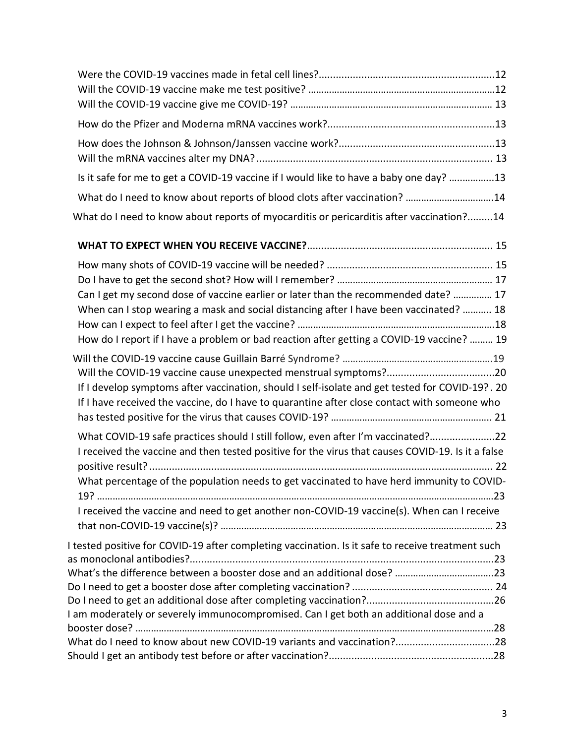Were the COVID-19 vaccines made in fetal cell lines?............................................................12
Will the COVID-19 vaccine make me test positive? ......................................................................12
Will the COVID-19 vaccine give me COVID-19? ............................................................................ 13
How do the Pfizer and Moderna mRNA vaccines work?...........................................................13
How does the Johnson & Johnson/Janssen vaccine work?.......................................................13
Will the mRNA vaccines alter my DNA?................................................................................... 13
Is it safe for me to get a COVID-19 vaccine if I would like to have a baby one day? ................13
What do I need to know about reports of blood clots after vaccination? .................................14
What do I need to know about reports of myocarditis or pericarditis after vaccination?.........14

**WHAT TO EXPECT WHEN YOU RECEIVE VACCINE?**................................................................. 15

How many shots of COVID-19 vaccine will be needed? ........................................................... 15
Do I have to get the second shot? How will I remember? ........................................................... 17
Can I get my second dose of vaccine earlier or later than the recommended date? ............... 17
When can I stop wearing a mask and social distancing after I have been vaccinated? ........... 18
How can I expect to feel after I get the vaccine? ...........................................................................18
How do I report if I have a problem or bad reaction after getting a COVID-19 vaccine? ......... 19
Will the COVID-19 vaccine cause Guillain Barré Syndrome? ..........................................................19
Will the COVID-19 vaccine cause unexpected menstrual symptoms?......................................20
If I develop symptoms after vaccination, should I self-isolate and get tested for COVID-19?. 20
If I have received the vaccine, do I have to quarantine after close contact with someone who has tested positive for the virus that causes COVID-19? ............................................................. 21
What COVID-19 safe practices should I still follow, even after I'm vaccinated?......................22
I received the vaccine and then tested positive for the virus that causes COVID-19. Is it a false positive result? ......................................................................................................................... 22
What percentage of the population needs to get vaccinated to have herd immunity to COVID-19? ........................................................................................................................................23
I received the vaccine and need to get another non-COVID-19 vaccine(s). When can I receive that non-COVID-19 vaccine(s)? ........................................................................................................ 23
I tested positive for COVID-19 after completing vaccination. Is it safe to receive treatment such as monoclonal antibodies?............................................................................................................23
What's the difference between a booster dose and an additional dose? ......................................23
Do I need to get a booster dose after completing vaccination? ................................................. 24
Do I need to get an additional dose after completing vaccination?.............................................26
I am moderately or severely immunocompromised. Can I get both an additional dose and a booster dose? ............................................................................................................................28
What do I need to know about new COVID-19 variants and vaccination?...................................28
Should I get an antibody test before or after vaccination?..........................................................28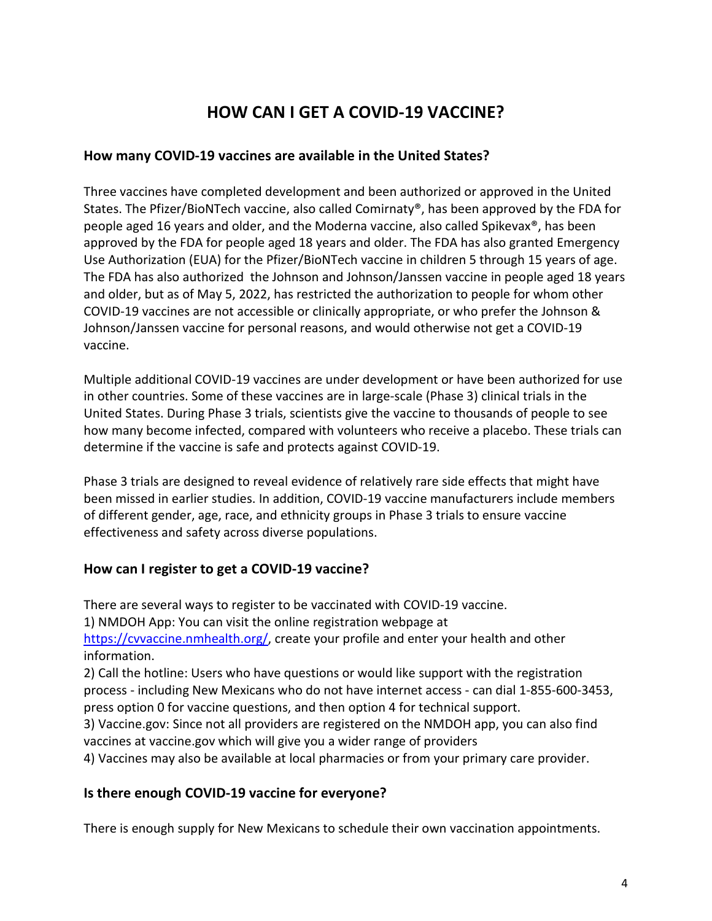# HOW CAN I GET A COVID-19 VACCINE?

## How many COVID-19 vaccines are available in the United States?

Three vaccines have completed development and been authorized or approved in the United States. The Pfizer/BioNTech vaccine, also called Comirnaty®, has been approved by the FDA for people aged 16 years and older, and the Moderna vaccine, also called Spikevax®, has been approved by the FDA for people aged 18 years and older. The FDA has also granted Emergency Use Authorization (EUA) for the Pfizer/BioNTech vaccine in children 5 through 15 years of age. The FDA has also authorized the Johnson and Johnson/Janssen vaccine in people aged 18 years and older, but as of May 5, 2022, has restricted the authorization to people for whom other COVID-19 vaccines are not accessible or clinically appropriate, or who prefer the Johnson & Johnson/Janssen vaccine for personal reasons, and would otherwise not get a COVID-19 vaccine.

Multiple additional COVID-19 vaccines are under development or have been authorized for use in other countries. Some of these vaccines are in large-scale (Phase 3) clinical trials in the United States. During Phase 3 trials, scientists give the vaccine to thousands of people to see how many become infected, compared with volunteers who receive a placebo. These trials can determine if the vaccine is safe and protects against COVID-19.

Phase 3 trials are designed to reveal evidence of relatively rare side effects that might have been missed in earlier studies. In addition, COVID-19 vaccine manufacturers include members of different gender, age, race, and ethnicity groups in Phase 3 trials to ensure vaccine effectiveness and safety across diverse populations.

## How can I register to get a COVID-19 vaccine?

There are several ways to register to be vaccinated with COVID-19 vaccine.

1) NMDOH App: You can visit the online registration webpage at https://cvvaccine.nmhealth.org/, create your profile and enter your health and other information.
2) Call the hotline: Users who have questions or would like support with the registration process - including New Mexicans who do not have internet access - can dial 1-855-600-3453, press option 0 for vaccine questions, and then option 4 for technical support.
3) Vaccine.gov: Since not all providers are registered on the NMDOH app, you can also find vaccines at vaccine.gov which will give you a wider range of providers
4) Vaccines may also be available at local pharmacies or from your primary care provider.

## Is there enough COVID-19 vaccine for everyone?

There is enough supply for New Mexicans to schedule their own vaccination appointments.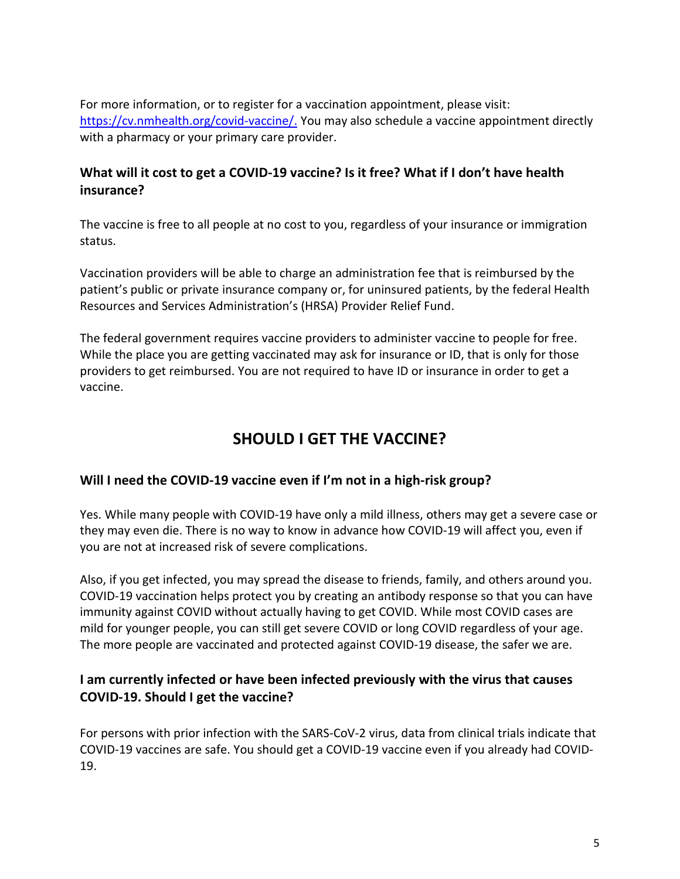For more information, or to register for a vaccination appointment, please visit: [https://cv.nmhealth.org/covid-vaccine/.](https://cv.nmhealth.org/covid-vaccine/) You may also schedule a vaccine appointment directly with a pharmacy or your primary care provider.

### What will it cost to get a COVID-19 vaccine? Is it free? What if I don't have health insurance?

The vaccine is free to all people at no cost to you, regardless of your insurance or immigration status.

Vaccination providers will be able to charge an administration fee that is reimbursed by the patient's public or private insurance company or, for uninsured patients, by the federal Health Resources and Services Administration's (HRSA) Provider Relief Fund.

The federal government requires vaccine providers to administer vaccine to people for free. While the place you are getting vaccinated may ask for insurance or ID, that is only for those providers to get reimbursed. You are not required to have ID or insurance in order to get a vaccine.

## SHOULD I GET THE VACCINE?

### Will I need the COVID-19 vaccine even if I'm not in a high-risk group?

Yes. While many people with COVID-19 have only a mild illness, others may get a severe case or they may even die. There is no way to know in advance how COVID-19 will affect you, even if you are not at increased risk of severe complications.

Also, if you get infected, you may spread the disease to friends, family, and others around you. COVID-19 vaccination helps protect you by creating an antibody response so that you can have immunity against COVID without actually having to get COVID. While most COVID cases are mild for younger people, you can still get severe COVID or long COVID regardless of your age. The more people are vaccinated and protected against COVID-19 disease, the safer we are.

### I am currently infected or have been infected previously with the virus that causes COVID-19. Should I get the vaccine?

For persons with prior infection with the SARS-CoV-2 virus, data from clinical trials indicate that COVID-19 vaccines are safe. You should get a COVID-19 vaccine even if you already had COVID-19.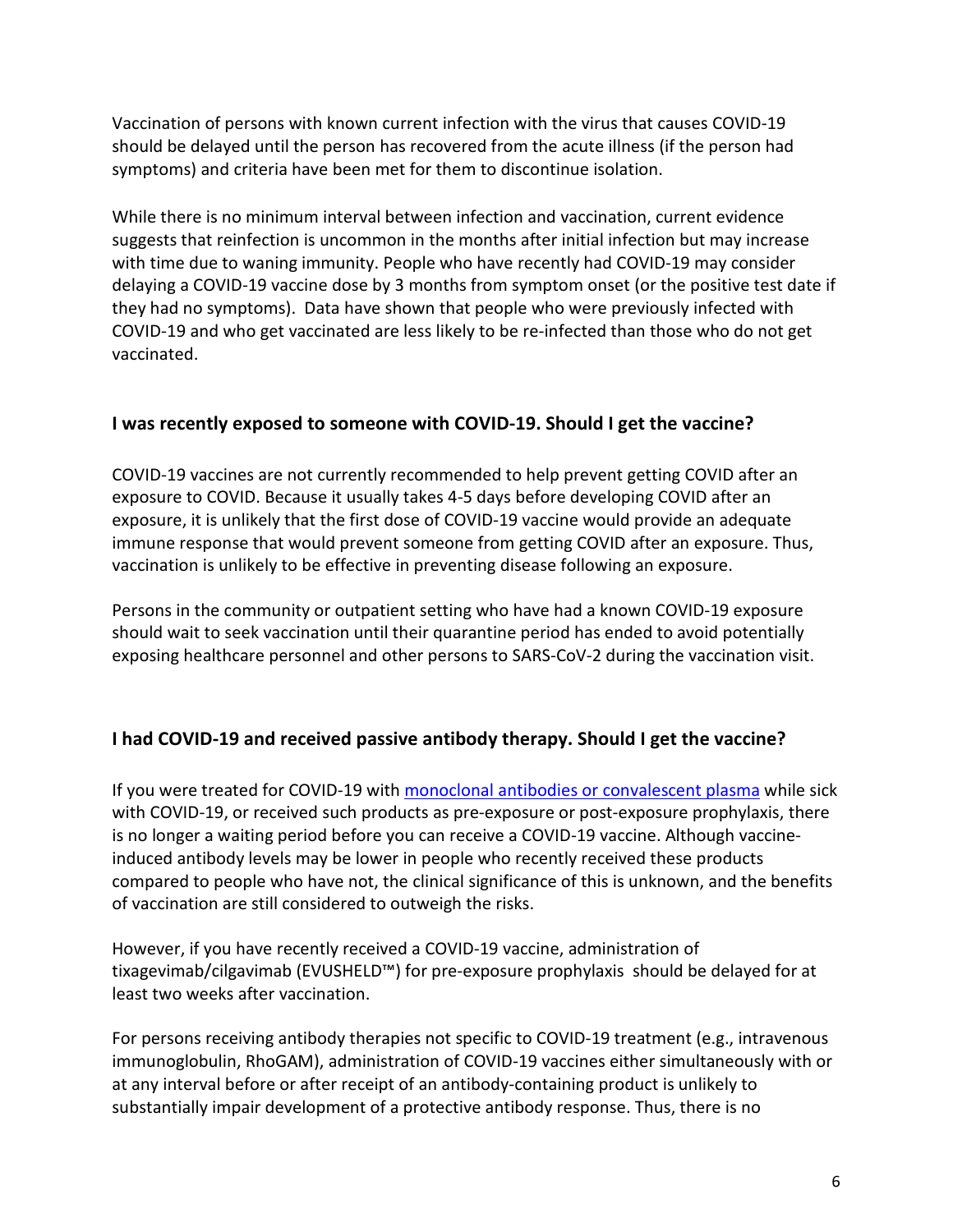Vaccination of persons with known current infection with the virus that causes COVID-19 should be delayed until the person has recovered from the acute illness (if the person had symptoms) and criteria have been met for them to discontinue isolation.

While there is no minimum interval between infection and vaccination, current evidence suggests that reinfection is uncommon in the months after initial infection but may increase with time due to waning immunity. People who have recently had COVID-19 may consider delaying a COVID-19 vaccine dose by 3 months from symptom onset (or the positive test date if they had no symptoms). Data have shown that people who were previously infected with COVID-19 and who get vaccinated are less likely to be re-infected than those who do not get vaccinated.

### I was recently exposed to someone with COVID-19. Should I get the vaccine?

COVID-19 vaccines are not currently recommended to help prevent getting COVID after an exposure to COVID. Because it usually takes 4-5 days before developing COVID after an exposure, it is unlikely that the first dose of COVID-19 vaccine would provide an adequate immune response that would prevent someone from getting COVID after an exposure. Thus, vaccination is unlikely to be effective in preventing disease following an exposure.

Persons in the community or outpatient setting who have had a known COVID-19 exposure should wait to seek vaccination until their quarantine period has ended to avoid potentially exposing healthcare personnel and other persons to SARS-CoV-2 during the vaccination visit.

### I had COVID-19 and received passive antibody therapy. Should I get the vaccine?

If you were treated for COVID-19 with [monoclonal antibodies or convalescent plasma]() while sick with COVID-19, or received such products as pre-exposure or post-exposure prophylaxis, there is no longer a waiting period before you can receive a COVID-19 vaccine. Although vaccine-induced antibody levels may be lower in people who recently received these products compared to people who have not, the clinical significance of this is unknown, and the benefits of vaccination are still considered to outweigh the risks.

However, if you have recently received a COVID-19 vaccine, administration of tixagevimab/cilgavimab (EVUSHELD™) for pre-exposure prophylaxis should be delayed for at least two weeks after vaccination.

For persons receiving antibody therapies not specific to COVID-19 treatment (e.g., intravenous immunoglobulin, RhoGAM), administration of COVID-19 vaccines either simultaneously with or at any interval before or after receipt of an antibody-containing product is unlikely to substantially impair development of a protective antibody response. Thus, there is no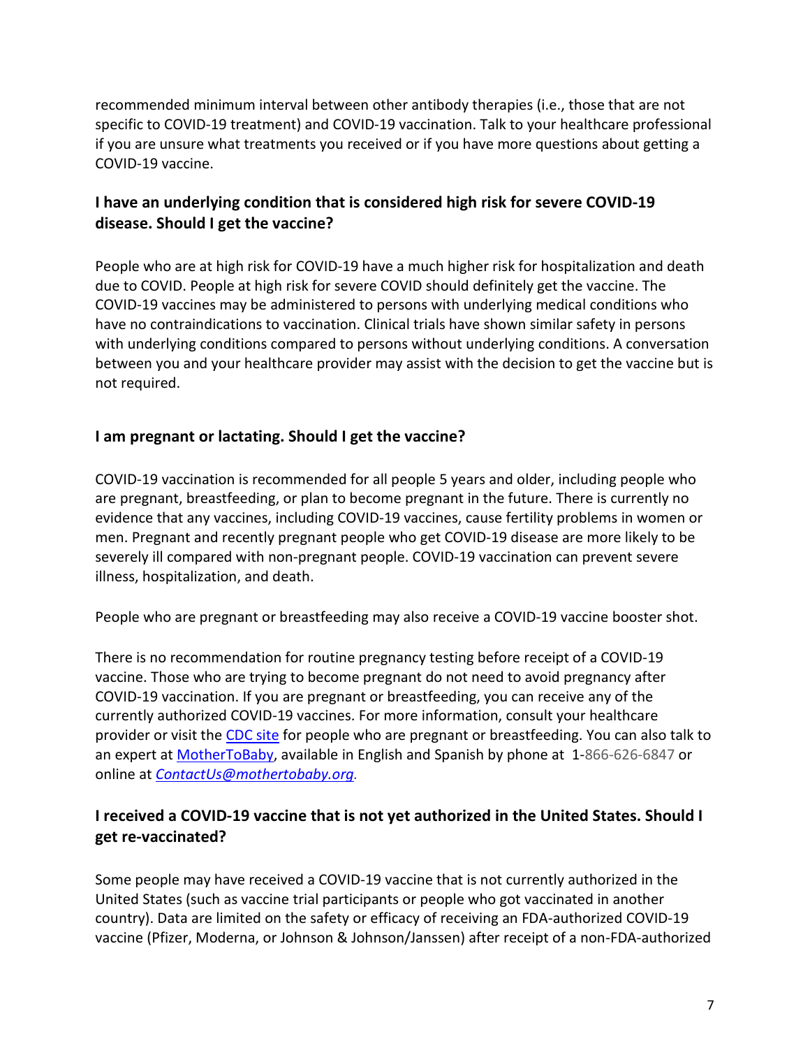recommended minimum interval between other antibody therapies (i.e., those that are not specific to COVID-19 treatment) and COVID-19 vaccination. Talk to your healthcare professional if you are unsure what treatments you received or if you have more questions about getting a COVID-19 vaccine.

### I have an underlying condition that is considered high risk for severe COVID-19 disease. Should I get the vaccine?

People who are at high risk for COVID-19 have a much higher risk for hospitalization and death due to COVID. People at high risk for severe COVID should definitely get the vaccine. The COVID-19 vaccines may be administered to persons with underlying medical conditions who have no contraindications to vaccination. Clinical trials have shown similar safety in persons with underlying conditions compared to persons without underlying conditions. A conversation between you and your healthcare provider may assist with the decision to get the vaccine but is not required.

### I am pregnant or lactating. Should I get the vaccine?

COVID-19 vaccination is recommended for all people 5 years and older, including people who are pregnant, breastfeeding, or plan to become pregnant in the future. There is currently no evidence that any vaccines, including COVID-19 vaccines, cause fertility problems in women or men. Pregnant and recently pregnant people who get COVID-19 disease are more likely to be severely ill compared with non-pregnant people. COVID-19 vaccination can prevent severe illness, hospitalization, and death.

People who are pregnant or breastfeeding may also receive a COVID-19 vaccine booster shot.

There is no recommendation for routine pregnancy testing before receipt of a COVID-19 vaccine. Those who are trying to become pregnant do not need to avoid pregnancy after COVID-19 vaccination. If you are pregnant or breastfeeding, you can receive any of the currently authorized COVID-19 vaccines. For more information, consult your healthcare provider or visit the CDC site for people who are pregnant or breastfeeding. You can also talk to an expert at MotherToBaby, available in English and Spanish by phone at 1-866-626-6847 or online at *ContactUs@mothertobaby.org.*

### I received a COVID-19 vaccine that is not yet authorized in the United States. Should I get re-vaccinated?

Some people may have received a COVID-19 vaccine that is not currently authorized in the United States (such as vaccine trial participants or people who got vaccinated in another country). Data are limited on the safety or efficacy of receiving an FDA-authorized COVID-19 vaccine (Pfizer, Moderna, or Johnson & Johnson/Janssen) after receipt of a non-FDA-authorized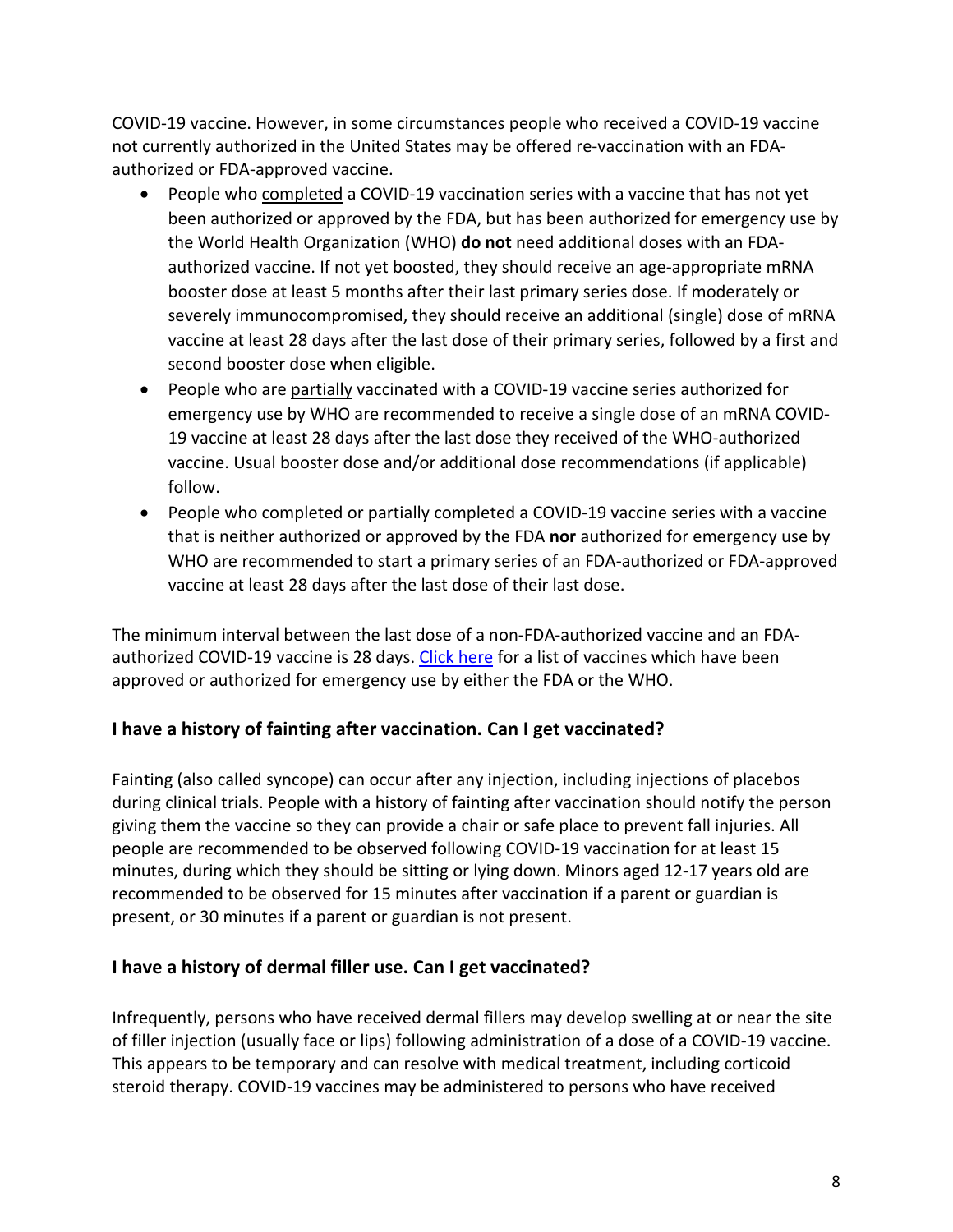COVID-19 vaccine. However, in some circumstances people who received a COVID-19 vaccine not currently authorized in the United States may be offered re-vaccination with an FDA-authorized or FDA-approved vaccine.

- People who <u>completed</u> a COVID-19 vaccination series with a vaccine that has not yet been authorized or approved by the FDA, but has been authorized for emergency use by the World Health Organization (WHO) **do not** need additional doses with an FDA-authorized vaccine. If not yet boosted, they should receive an age-appropriate mRNA booster dose at least 5 months after their last primary series dose. If moderately or severely immunocompromised, they should receive an additional (single) dose of mRNA vaccine at least 28 days after the last dose of their primary series, followed by a first and second booster dose when eligible.
- People who are <u>partially</u> vaccinated with a COVID-19 vaccine series authorized for emergency use by WHO are recommended to receive a single dose of an mRNA COVID-19 vaccine at least 28 days after the last dose they received of the WHO-authorized vaccine. Usual booster dose and/or additional dose recommendations (if applicable) follow.
- People who completed or partially completed a COVID-19 vaccine series with a vaccine that is neither authorized or approved by the FDA **nor** authorized for emergency use by WHO are recommended to start a primary series of an FDA-authorized or FDA-approved vaccine at least 28 days after the last dose of their last dose.

The minimum interval between the last dose of a non-FDA-authorized vaccine and an FDA-authorized COVID-19 vaccine is 28 days. [Click here] for a list of vaccines which have been approved or authorized for emergency use by either the FDA or the WHO.

### I have a history of fainting after vaccination. Can I get vaccinated?

Fainting (also called syncope) can occur after any injection, including injections of placebos during clinical trials. People with a history of fainting after vaccination should notify the person giving them the vaccine so they can provide a chair or safe place to prevent fall injuries. All people are recommended to be observed following COVID-19 vaccination for at least 15 minutes, during which they should be sitting or lying down. Minors aged 12-17 years old are recommended to be observed for 15 minutes after vaccination if a parent or guardian is present, or 30 minutes if a parent or guardian is not present.

### I have a history of dermal filler use. Can I get vaccinated?

Infrequently, persons who have received dermal fillers may develop swelling at or near the site of filler injection (usually face or lips) following administration of a dose of a COVID-19 vaccine. This appears to be temporary and can resolve with medical treatment, including corticoid steroid therapy. COVID-19 vaccines may be administered to persons who have received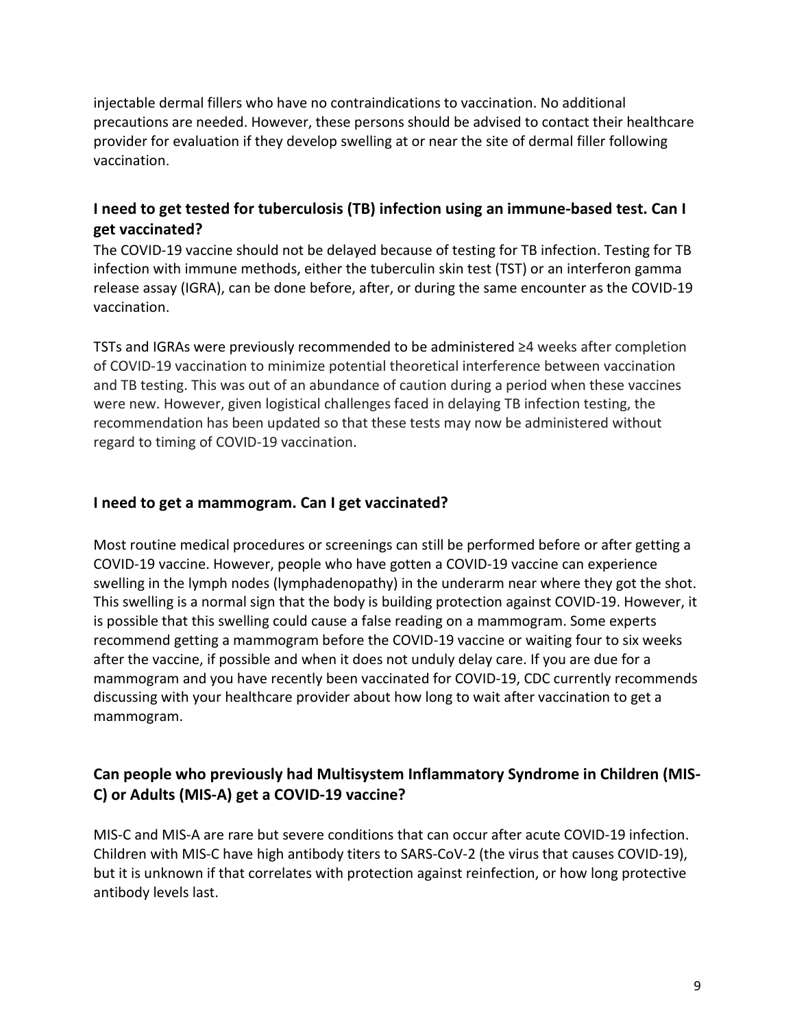injectable dermal fillers who have no contraindications to vaccination. No additional precautions are needed. However, these persons should be advised to contact their healthcare provider for evaluation if they develop swelling at or near the site of dermal filler following vaccination.

### I need to get tested for tuberculosis (TB) infection using an immune-based test. Can I get vaccinated?

The COVID-19 vaccine should not be delayed because of testing for TB infection. Testing for TB infection with immune methods, either the tuberculin skin test (TST) or an interferon gamma release assay (IGRA), can be done before, after, or during the same encounter as the COVID-19 vaccination.

TSTs and IGRAs were previously recommended to be administered ≥4 weeks after completion of COVID-19 vaccination to minimize potential theoretical interference between vaccination and TB testing. This was out of an abundance of caution during a period when these vaccines were new. However, given logistical challenges faced in delaying TB infection testing, the recommendation has been updated so that these tests may now be administered without regard to timing of COVID-19 vaccination.

### I need to get a mammogram. Can I get vaccinated?

Most routine medical procedures or screenings can still be performed before or after getting a COVID-19 vaccine. However, people who have gotten a COVID-19 vaccine can experience swelling in the lymph nodes (lymphadenopathy) in the underarm near where they got the shot. This swelling is a normal sign that the body is building protection against COVID-19. However, it is possible that this swelling could cause a false reading on a mammogram. Some experts recommend getting a mammogram before the COVID-19 vaccine or waiting four to six weeks after the vaccine, if possible and when it does not unduly delay care. If you are due for a mammogram and you have recently been vaccinated for COVID-19, CDC currently recommends discussing with your healthcare provider about how long to wait after vaccination to get a mammogram.

### Can people who previously had Multisystem Inflammatory Syndrome in Children (MIS-C) or Adults (MIS-A) get a COVID-19 vaccine?

MIS-C and MIS-A are rare but severe conditions that can occur after acute COVID-19 infection. Children with MIS-C have high antibody titers to SARS-CoV-2 (the virus that causes COVID-19), but it is unknown if that correlates with protection against reinfection, or how long protective antibody levels last.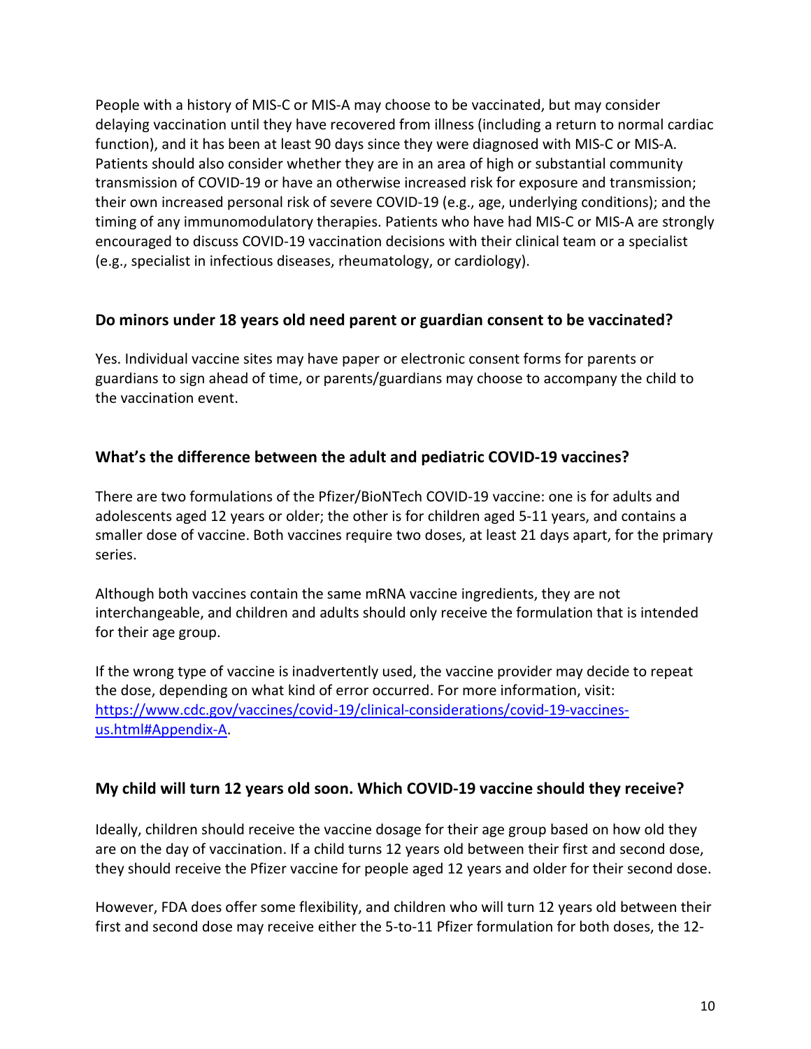People with a history of MIS-C or MIS-A may choose to be vaccinated, but may consider delaying vaccination until they have recovered from illness (including a return to normal cardiac function), and it has been at least 90 days since they were diagnosed with MIS-C or MIS-A. Patients should also consider whether they are in an area of high or substantial community transmission of COVID-19 or have an otherwise increased risk for exposure and transmission; their own increased personal risk of severe COVID-19 (e.g., age, underlying conditions); and the timing of any immunomodulatory therapies. Patients who have had MIS-C or MIS-A are strongly encouraged to discuss COVID-19 vaccination decisions with their clinical team or a specialist (e.g., specialist in infectious diseases, rheumatology, or cardiology).

### Do minors under 18 years old need parent or guardian consent to be vaccinated?

Yes. Individual vaccine sites may have paper or electronic consent forms for parents or guardians to sign ahead of time, or parents/guardians may choose to accompany the child to the vaccination event.

### What's the difference between the adult and pediatric COVID-19 vaccines?

There are two formulations of the Pfizer/BioNTech COVID-19 vaccine: one is for adults and adolescents aged 12 years or older; the other is for children aged 5-11 years, and contains a smaller dose of vaccine. Both vaccines require two doses, at least 21 days apart, for the primary series.

Although both vaccines contain the same mRNA vaccine ingredients, they are not interchangeable, and children and adults should only receive the formulation that is intended for their age group.

If the wrong type of vaccine is inadvertently used, the vaccine provider may decide to repeat the dose, depending on what kind of error occurred. For more information, visit: [https://www.cdc.gov/vaccines/covid-19/clinical-considerations/covid-19-vaccines-us.html#Appendix-A](https://www.cdc.gov/vaccines/covid-19/clinical-considerations/covid-19-vaccines-us.html#Appendix-A).

### My child will turn 12 years old soon. Which COVID-19 vaccine should they receive?

Ideally, children should receive the vaccine dosage for their age group based on how old they are on the day of vaccination. If a child turns 12 years old between their first and second dose, they should receive the Pfizer vaccine for people aged 12 years and older for their second dose.

However, FDA does offer some flexibility, and children who will turn 12 years old between their first and second dose may receive either the 5-to-11 Pfizer formulation for both doses, the 12-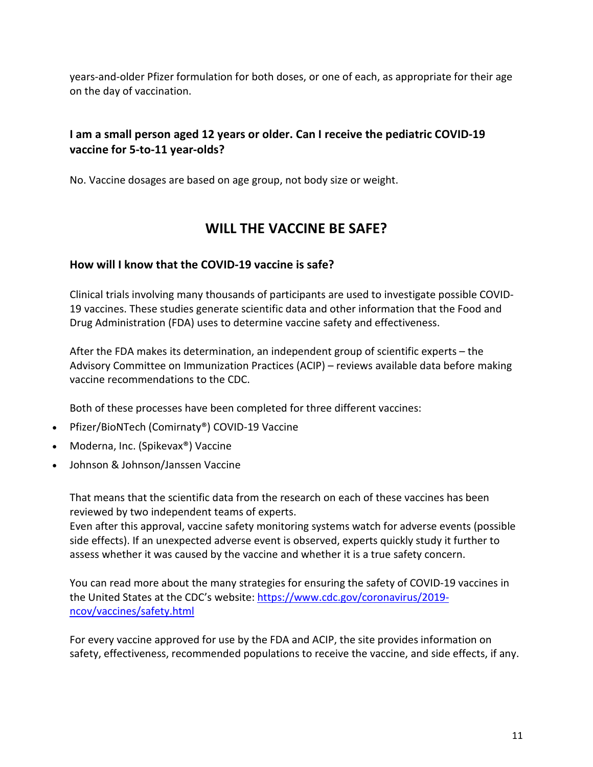years-and-older Pfizer formulation for both doses, or one of each, as appropriate for their age on the day of vaccination.

### I am a small person aged 12 years or older. Can I receive the pediatric COVID-19 vaccine for 5-to-11 year-olds?

No. Vaccine dosages are based on age group, not body size or weight.

## WILL THE VACCINE BE SAFE?

### How will I know that the COVID-19 vaccine is safe?

Clinical trials involving many thousands of participants are used to investigate possible COVID-19 vaccines. These studies generate scientific data and other information that the Food and Drug Administration (FDA) uses to determine vaccine safety and effectiveness.

After the FDA makes its determination, an independent group of scientific experts – the Advisory Committee on Immunization Practices (ACIP) – reviews available data before making vaccine recommendations to the CDC.

Both of these processes have been completed for three different vaccines:

- Pfizer/BioNTech (Comirnaty®) COVID-19 Vaccine
- Moderna, Inc. (Spikevax®) Vaccine
- Johnson & Johnson/Janssen Vaccine

That means that the scientific data from the research on each of these vaccines has been reviewed by two independent teams of experts.
Even after this approval, vaccine safety monitoring systems watch for adverse events (possible side effects). If an unexpected adverse event is observed, experts quickly study it further to assess whether it was caused by the vaccine and whether it is a true safety concern.

You can read more about the many strategies for ensuring the safety of COVID-19 vaccines in the United States at the CDC's website: https://www.cdc.gov/coronavirus/2019-ncov/vaccines/safety.html

For every vaccine approved for use by the FDA and ACIP, the site provides information on safety, effectiveness, recommended populations to receive the vaccine, and side effects, if any.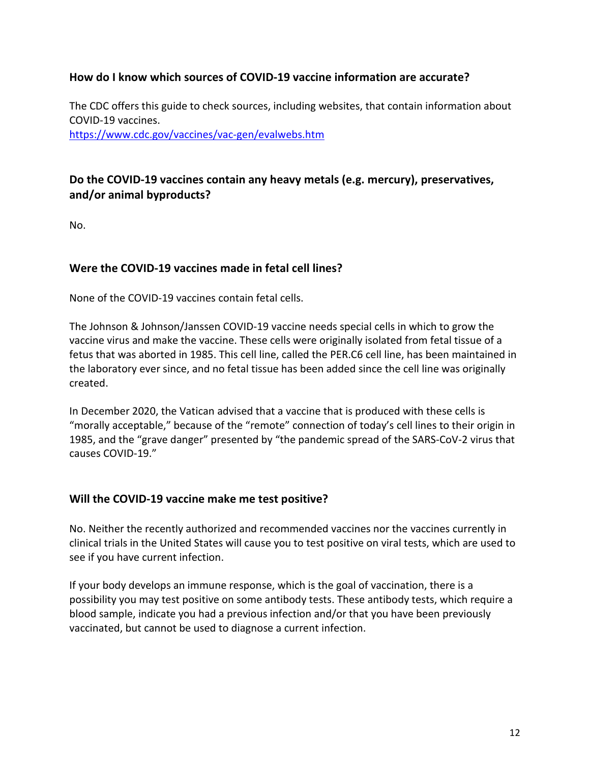### How do I know which sources of COVID-19 vaccine information are accurate?

The CDC offers this guide to check sources, including websites, that contain information about COVID-19 vaccines.
https://www.cdc.gov/vaccines/vac-gen/evalwebs.htm

### Do the COVID-19 vaccines contain any heavy metals (e.g. mercury), preservatives, and/or animal byproducts?

No.

### Were the COVID-19 vaccines made in fetal cell lines?

None of the COVID-19 vaccines contain fetal cells.

The Johnson & Johnson/Janssen COVID-19 vaccine needs special cells in which to grow the vaccine virus and make the vaccine. These cells were originally isolated from fetal tissue of a fetus that was aborted in 1985. This cell line, called the PER.C6 cell line, has been maintained in the laboratory ever since, and no fetal tissue has been added since the cell line was originally created.

In December 2020, the Vatican advised that a vaccine that is produced with these cells is "morally acceptable," because of the "remote" connection of today's cell lines to their origin in 1985, and the "grave danger" presented by "the pandemic spread of the SARS-CoV-2 virus that causes COVID-19."

### Will the COVID-19 vaccine make me test positive?

No. Neither the recently authorized and recommended vaccines nor the vaccines currently in clinical trials in the United States will cause you to test positive on viral tests, which are used to see if you have current infection.

If your body develops an immune response, which is the goal of vaccination, there is a possibility you may test positive on some antibody tests. These antibody tests, which require a blood sample, indicate you had a previous infection and/or that you have been previously vaccinated, but cannot be used to diagnose a current infection.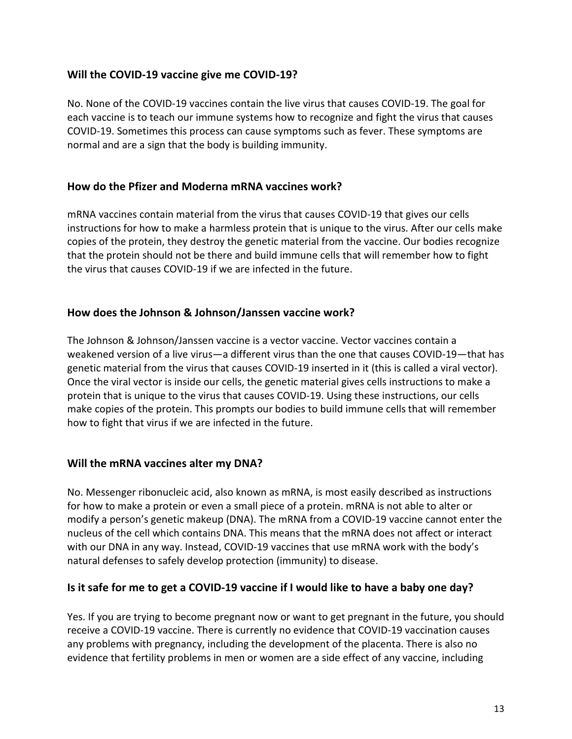### Will the COVID-19 vaccine give me COVID-19?

No. None of the COVID-19 vaccines contain the live virus that causes COVID-19. The goal for each vaccine is to teach our immune systems how to recognize and fight the virus that causes COVID-19. Sometimes this process can cause symptoms such as fever. These symptoms are normal and are a sign that the body is building immunity.

### How do the Pfizer and Moderna mRNA vaccines work?

mRNA vaccines contain material from the virus that causes COVID-19 that gives our cells instructions for how to make a harmless protein that is unique to the virus. After our cells make copies of the protein, they destroy the genetic material from the vaccine. Our bodies recognize that the protein should not be there and build immune cells that will remember how to fight the virus that causes COVID-19 if we are infected in the future.

### How does the Johnson & Johnson/Janssen vaccine work?

The Johnson & Johnson/Janssen vaccine is a vector vaccine. Vector vaccines contain a weakened version of a live virus—a different virus than the one that causes COVID-19—that has genetic material from the virus that causes COVID-19 inserted in it (this is called a viral vector). Once the viral vector is inside our cells, the genetic material gives cells instructions to make a protein that is unique to the virus that causes COVID-19. Using these instructions, our cells make copies of the protein. This prompts our bodies to build immune cells that will remember how to fight that virus if we are infected in the future.

### Will the mRNA vaccines alter my DNA?

No. Messenger ribonucleic acid, also known as mRNA, is most easily described as instructions for how to make a protein or even a small piece of a protein. mRNA is not able to alter or modify a person's genetic makeup (DNA). The mRNA from a COVID-19 vaccine cannot enter the nucleus of the cell which contains DNA. This means that the mRNA does not affect or interact with our DNA in any way. Instead, COVID-19 vaccines that use mRNA work with the body's natural defenses to safely develop protection (immunity) to disease.

### Is it safe for me to get a COVID-19 vaccine if I would like to have a baby one day?

Yes. If you are trying to become pregnant now or want to get pregnant in the future, you should receive a COVID-19 vaccine. There is currently no evidence that COVID-19 vaccination causes any problems with pregnancy, including the development of the placenta. There is also no evidence that fertility problems in men or women are a side effect of any vaccine, including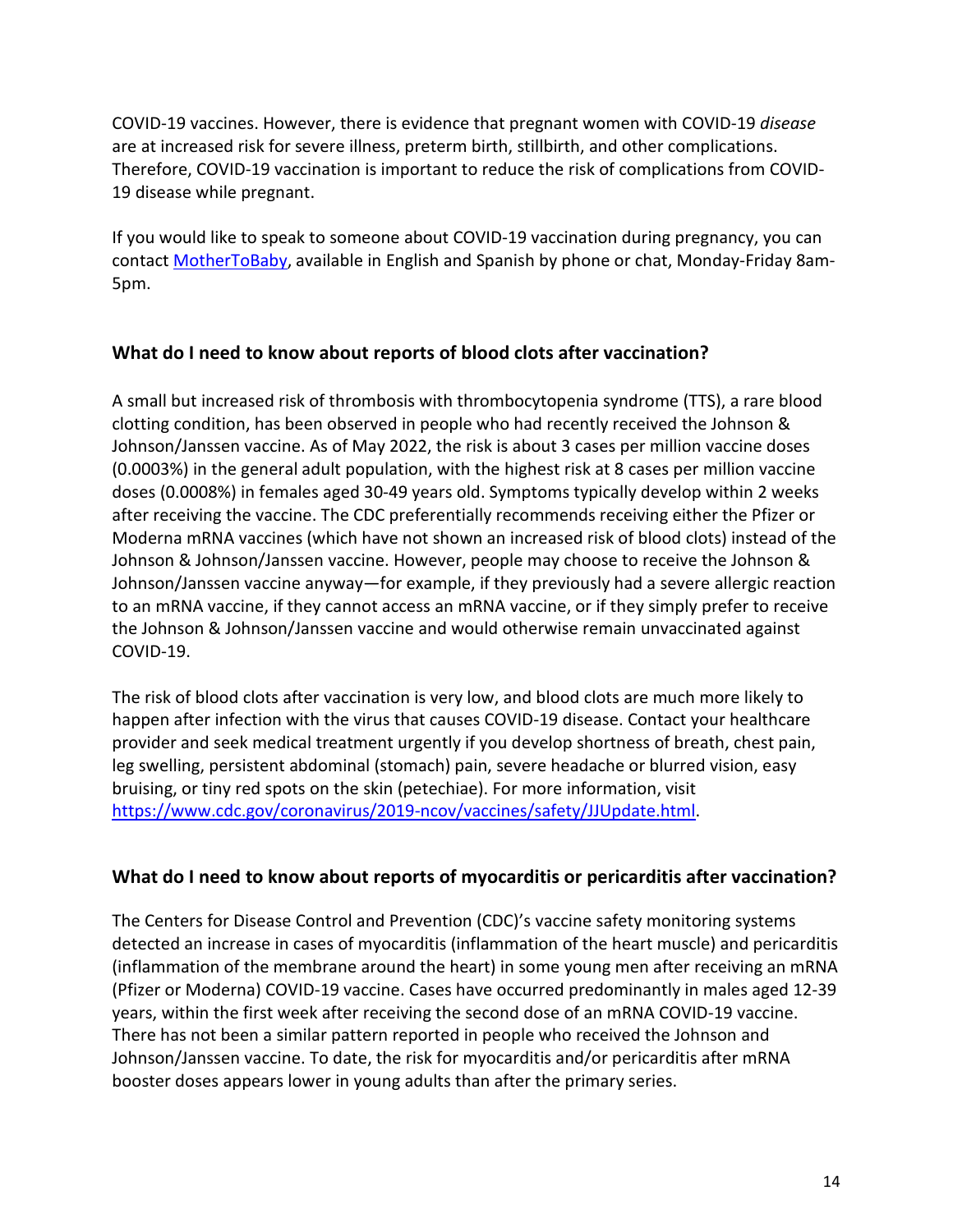COVID-19 vaccines. However, there is evidence that pregnant women with COVID-19 *disease* are at increased risk for severe illness, preterm birth, stillbirth, and other complications. Therefore, COVID-19 vaccination is important to reduce the risk of complications from COVID-19 disease while pregnant.

If you would like to speak to someone about COVID-19 vaccination during pregnancy, you can contact [MotherToBaby](), available in English and Spanish by phone or chat, Monday-Friday 8am-5pm.

### What do I need to know about reports of blood clots after vaccination?

A small but increased risk of thrombosis with thrombocytopenia syndrome (TTS), a rare blood clotting condition, has been observed in people who had recently received the Johnson & Johnson/Janssen vaccine. As of May 2022, the risk is about 3 cases per million vaccine doses (0.0003%) in the general adult population, with the highest risk at 8 cases per million vaccine doses (0.0008%) in females aged 30-49 years old. Symptoms typically develop within 2 weeks after receiving the vaccine. The CDC preferentially recommends receiving either the Pfizer or Moderna mRNA vaccines (which have not shown an increased risk of blood clots) instead of the Johnson & Johnson/Janssen vaccine. However, people may choose to receive the Johnson & Johnson/Janssen vaccine anyway—for example, if they previously had a severe allergic reaction to an mRNA vaccine, if they cannot access an mRNA vaccine, or if they simply prefer to receive the Johnson & Johnson/Janssen vaccine and would otherwise remain unvaccinated against COVID-19.

The risk of blood clots after vaccination is very low, and blood clots are much more likely to happen after infection with the virus that causes COVID-19 disease. Contact your healthcare provider and seek medical treatment urgently if you develop shortness of breath, chest pain, leg swelling, persistent abdominal (stomach) pain, severe headache or blurred vision, easy bruising, or tiny red spots on the skin (petechiae). For more information, visit [https://www.cdc.gov/coronavirus/2019-ncov/vaccines/safety/JJUpdate.html](https://www.cdc.gov/coronavirus/2019-ncov/vaccines/safety/JJUpdate.html).

### What do I need to know about reports of myocarditis or pericarditis after vaccination?

The Centers for Disease Control and Prevention (CDC)'s vaccine safety monitoring systems detected an increase in cases of myocarditis (inflammation of the heart muscle) and pericarditis (inflammation of the membrane around the heart) in some young men after receiving an mRNA (Pfizer or Moderna) COVID-19 vaccine. Cases have occurred predominantly in males aged 12-39 years, within the first week after receiving the second dose of an mRNA COVID-19 vaccine. There has not been a similar pattern reported in people who received the Johnson and Johnson/Janssen vaccine. To date, the risk for myocarditis and/or pericarditis after mRNA booster doses appears lower in young adults than after the primary series.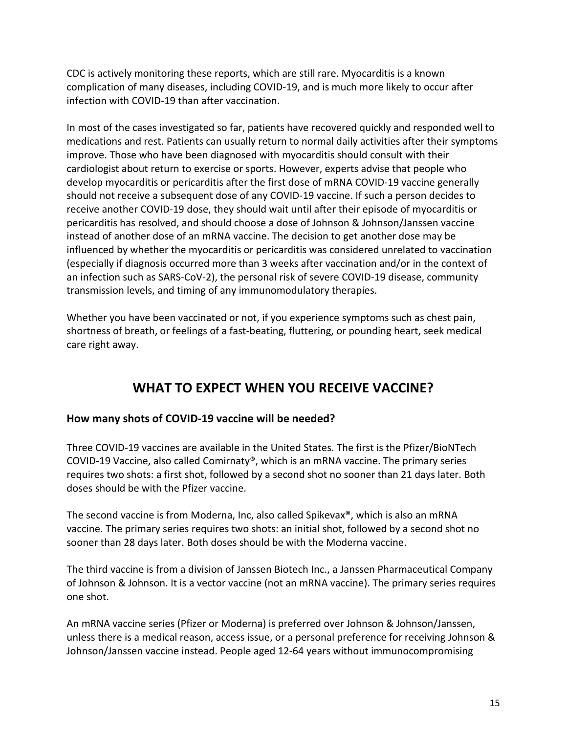CDC is actively monitoring these reports, which are still rare. Myocarditis is a known complication of many diseases, including COVID-19, and is much more likely to occur after infection with COVID-19 than after vaccination.

In most of the cases investigated so far, patients have recovered quickly and responded well to medications and rest. Patients can usually return to normal daily activities after their symptoms improve. Those who have been diagnosed with myocarditis should consult with their cardiologist about return to exercise or sports. However, experts advise that people who develop myocarditis or pericarditis after the first dose of mRNA COVID-19 vaccine generally should not receive a subsequent dose of any COVID-19 vaccine. If such a person decides to receive another COVID-19 dose, they should wait until after their episode of myocarditis or pericarditis has resolved, and should choose a dose of Johnson & Johnson/Janssen vaccine instead of another dose of an mRNA vaccine. The decision to get another dose may be influenced by whether the myocarditis or pericarditis was considered unrelated to vaccination (especially if diagnosis occurred more than 3 weeks after vaccination and/or in the context of an infection such as SARS-CoV-2), the personal risk of severe COVID-19 disease, community transmission levels, and timing of any immunomodulatory therapies.

Whether you have been vaccinated or not, if you experience symptoms such as chest pain, shortness of breath, or feelings of a fast-beating, fluttering, or pounding heart, seek medical care right away.

## WHAT TO EXPECT WHEN YOU RECEIVE VACCINE?

### How many shots of COVID-19 vaccine will be needed?

Three COVID-19 vaccines are available in the United States. The first is the Pfizer/BioNTech COVID-19 Vaccine, also called Comirnaty®, which is an mRNA vaccine. The primary series requires two shots: a first shot, followed by a second shot no sooner than 21 days later. Both doses should be with the Pfizer vaccine.

The second vaccine is from Moderna, Inc, also called Spikevax®, which is also an mRNA vaccine. The primary series requires two shots: an initial shot, followed by a second shot no sooner than 28 days later. Both doses should be with the Moderna vaccine.

The third vaccine is from a division of Janssen Biotech Inc., a Janssen Pharmaceutical Company of Johnson & Johnson. It is a vector vaccine (not an mRNA vaccine). The primary series requires one shot.

An mRNA vaccine series (Pfizer or Moderna) is preferred over Johnson & Johnson/Janssen, unless there is a medical reason, access issue, or a personal preference for receiving Johnson & Johnson/Janssen vaccine instead. People aged 12-64 years without immunocompromising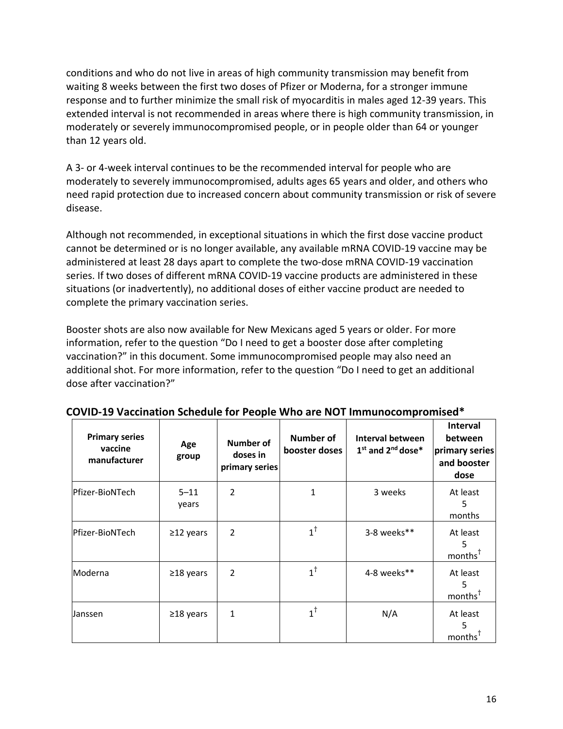conditions and who do not live in areas of high community transmission may benefit from waiting 8 weeks between the first two doses of Pfizer or Moderna, for a stronger immune response and to further minimize the small risk of myocarditis in males aged 12-39 years. This extended interval is not recommended in areas where there is high community transmission, in moderately or severely immunocompromised people, or in people older than 64 or younger than 12 years old.

A 3- or 4-week interval continues to be the recommended interval for people who are moderately to severely immunocompromised, adults ages 65 years and older, and others who need rapid protection due to increased concern about community transmission or risk of severe disease.

Although not recommended, in exceptional situations in which the first dose vaccine product cannot be determined or is no longer available, any available mRNA COVID-19 vaccine may be administered at least 28 days apart to complete the two-dose mRNA COVID-19 vaccination series. If two doses of different mRNA COVID-19 vaccine products are administered in these situations (or inadvertently), no additional doses of either vaccine product are needed to complete the primary vaccination series.

Booster shots are also now available for New Mexicans aged 5 years or older. For more information, refer to the question "Do I need to get a booster dose after completing vaccination?" in this document. Some immunocompromised people may also need an additional shot. For more information, refer to the question "Do I need to get an additional dose after vaccination?"

### COVID-19 Vaccination Schedule for People Who are NOT Immunocompromised*

| Primary series vaccine manufacturer | Age group | Number of doses in primary series | Number of booster doses | Interval between 1st and 2nd dose* | Interval between primary series and booster dose |
|---|---|---|---|---|---|
| Pfizer-BioNTech | 5–11 years | 2 | 1 | 3 weeks | At least 5 months |
| Pfizer-BioNTech | ≥12 years | 2 | 1[†] | 3-8 weeks** | At least 5 months[†] |
| Moderna | ≥18 years | 2 | 1[†] | 4-8 weeks** | At least 5 months[†] |
| Janssen | ≥18 years | 1 | 1[†] | N/A | At least 5 months[†] |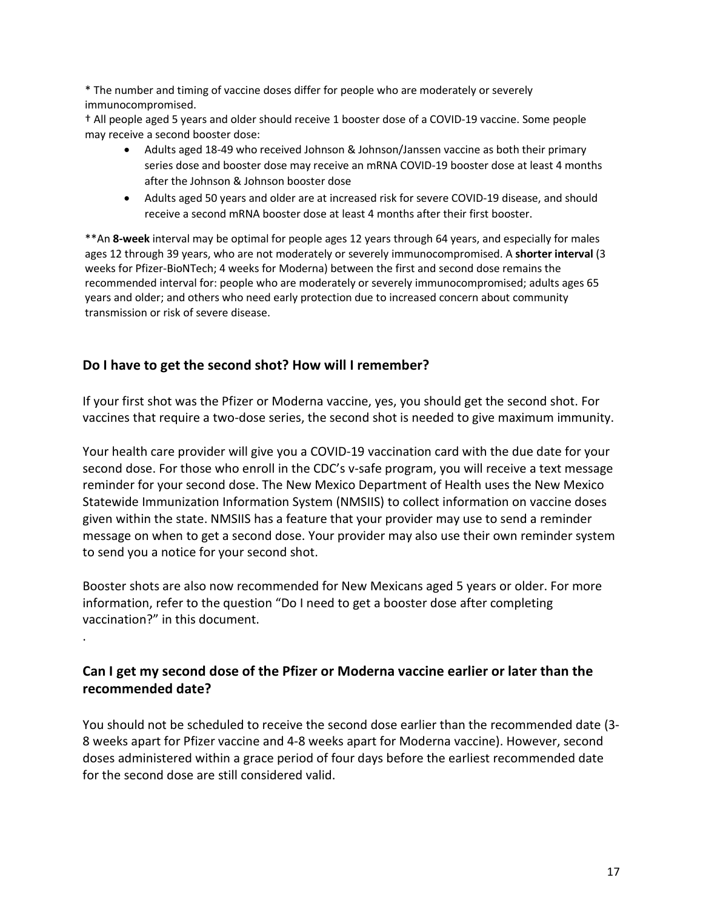* The number and timing of vaccine doses differ for people who are moderately or severely immunocompromised.

† All people aged 5 years and older should receive 1 booster dose of a COVID-19 vaccine. Some people may receive a second booster dose:

- Adults aged 18-49 who received Johnson & Johnson/Janssen vaccine as both their primary series dose and booster dose may receive an mRNA COVID-19 booster dose at least 4 months after the Johnson & Johnson booster dose
- Adults aged 50 years and older are at increased risk for severe COVID-19 disease, and should receive a second mRNA booster dose at least 4 months after their first booster.

**An **8-week** interval may be optimal for people ages 12 years through 64 years, and especially for males ages 12 through 39 years, who are not moderately or severely immunocompromised. A **shorter interval** (3 weeks for Pfizer-BioNTech; 4 weeks for Moderna) between the first and second dose remains the recommended interval for: people who are moderately or severely immunocompromised; adults ages 65 years and older; and others who need early protection due to increased concern about community transmission or risk of severe disease.

## Do I have to get the second shot? How will I remember?

If your first shot was the Pfizer or Moderna vaccine, yes, you should get the second shot. For vaccines that require a two-dose series, the second shot is needed to give maximum immunity.

Your health care provider will give you a COVID-19 vaccination card with the due date for your second dose. For those who enroll in the CDC's v-safe program, you will receive a text message reminder for your second dose. The New Mexico Department of Health uses the New Mexico Statewide Immunization Information System (NMSIIS) to collect information on vaccine doses given within the state. NMSIIS has a feature that your provider may use to send a reminder message on when to get a second dose. Your provider may also use their own reminder system to send you a notice for your second shot.

Booster shots are also now recommended for New Mexicans aged 5 years or older. For more information, refer to the question "Do I need to get a booster dose after completing vaccination?" in this document.

.

## Can I get my second dose of the Pfizer or Moderna vaccine earlier or later than the recommended date?

You should not be scheduled to receive the second dose earlier than the recommended date (3-8 weeks apart for Pfizer vaccine and 4-8 weeks apart for Moderna vaccine). However, second doses administered within a grace period of four days before the earliest recommended date for the second dose are still considered valid.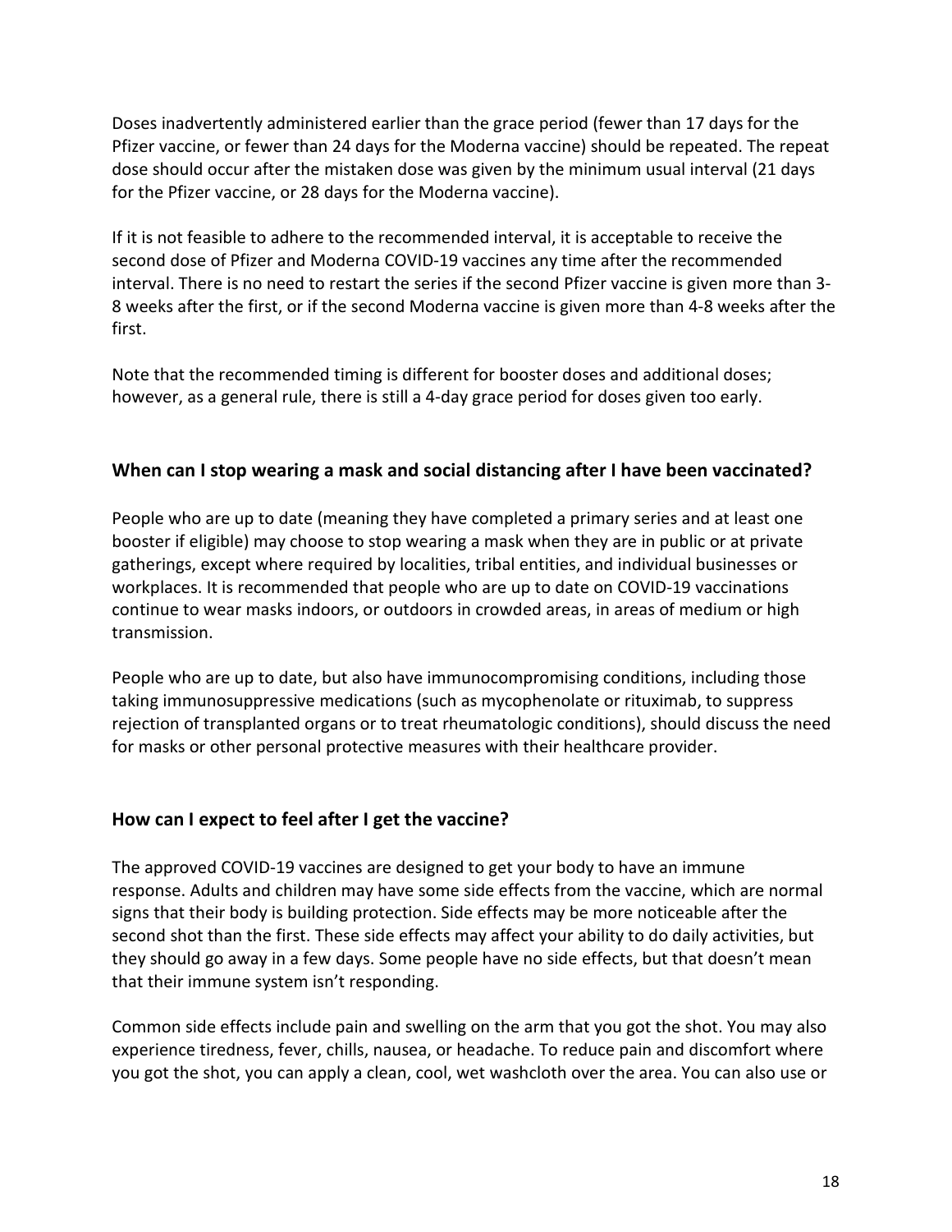Doses inadvertently administered earlier than the grace period (fewer than 17 days for the Pfizer vaccine, or fewer than 24 days for the Moderna vaccine) should be repeated. The repeat dose should occur after the mistaken dose was given by the minimum usual interval (21 days for the Pfizer vaccine, or 28 days for the Moderna vaccine).

If it is not feasible to adhere to the recommended interval, it is acceptable to receive the second dose of Pfizer and Moderna COVID-19 vaccines any time after the recommended interval. There is no need to restart the series if the second Pfizer vaccine is given more than 3-8 weeks after the first, or if the second Moderna vaccine is given more than 4-8 weeks after the first.

Note that the recommended timing is different for booster doses and additional doses; however, as a general rule, there is still a 4-day grace period for doses given too early.

### When can I stop wearing a mask and social distancing after I have been vaccinated?

People who are up to date (meaning they have completed a primary series and at least one booster if eligible) may choose to stop wearing a mask when they are in public or at private gatherings, except where required by localities, tribal entities, and individual businesses or workplaces. It is recommended that people who are up to date on COVID-19 vaccinations continue to wear masks indoors, or outdoors in crowded areas, in areas of medium or high transmission.

People who are up to date, but also have immunocompromising conditions, including those taking immunosuppressive medications (such as mycophenolate or rituximab, to suppress rejection of transplanted organs or to treat rheumatologic conditions), should discuss the need for masks or other personal protective measures with their healthcare provider.

### How can I expect to feel after I get the vaccine?

The approved COVID-19 vaccines are designed to get your body to have an immune response. Adults and children may have some side effects from the vaccine, which are normal signs that their body is building protection. Side effects may be more noticeable after the second shot than the first. These side effects may affect your ability to do daily activities, but they should go away in a few days. Some people have no side effects, but that doesn't mean that their immune system isn't responding.

Common side effects include pain and swelling on the arm that you got the shot. You may also experience tiredness, fever, chills, nausea, or headache. To reduce pain and discomfort where you got the shot, you can apply a clean, cool, wet washcloth over the area. You can also use or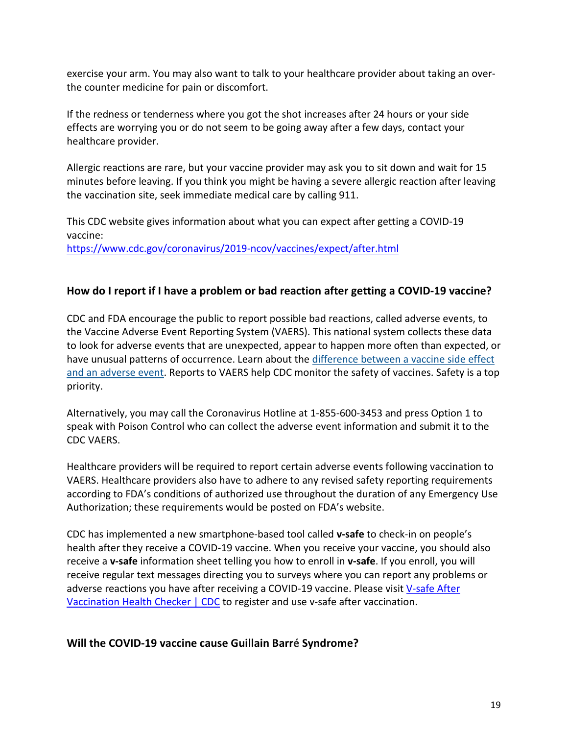exercise your arm. You may also want to talk to your healthcare provider about taking an over-the counter medicine for pain or discomfort.

If the redness or tenderness where you got the shot increases after 24 hours or your side effects are worrying you or do not seem to be going away after a few days, contact your healthcare provider.

Allergic reactions are rare, but your vaccine provider may ask you to sit down and wait for 15 minutes before leaving. If you think you might be having a severe allergic reaction after leaving the vaccination site, seek immediate medical care by calling 911.

This CDC website gives information about what you can expect after getting a COVID-19 vaccine:
[https://www.cdc.gov/coronavirus/2019-ncov/vaccines/expect/after.html](https://www.cdc.gov/coronavirus/2019-ncov/vaccines/expect/after.html)

### How do I report if I have a problem or bad reaction after getting a COVID-19 vaccine?

CDC and FDA encourage the public to report possible bad reactions, called adverse events, to the Vaccine Adverse Event Reporting System (VAERS). This national system collects these data to look for adverse events that are unexpected, appear to happen more often than expected, or have unusual patterns of occurrence. Learn about the difference between a vaccine side effect and an adverse event. Reports to VAERS help CDC monitor the safety of vaccines. Safety is a top priority.

Alternatively, you may call the Coronavirus Hotline at 1-855-600-3453 and press Option 1 to speak with Poison Control who can collect the adverse event information and submit it to the CDC VAERS.

Healthcare providers will be required to report certain adverse events following vaccination to VAERS. Healthcare providers also have to adhere to any revised safety reporting requirements according to FDA's conditions of authorized use throughout the duration of any Emergency Use Authorization; these requirements would be posted on FDA's website.

CDC has implemented a new smartphone-based tool called **v-safe** to check-in on people's health after they receive a COVID-19 vaccine. When you receive your vaccine, you should also receive a **v-safe** information sheet telling you how to enroll in **v-safe**. If you enroll, you will receive regular text messages directing you to surveys where you can report any problems or adverse reactions you have after receiving a COVID-19 vaccine. Please visit V-safe After Vaccination Health Checker | CDC to register and use v-safe after vaccination.

### Will the COVID-19 vaccine cause Guillain Barré Syndrome?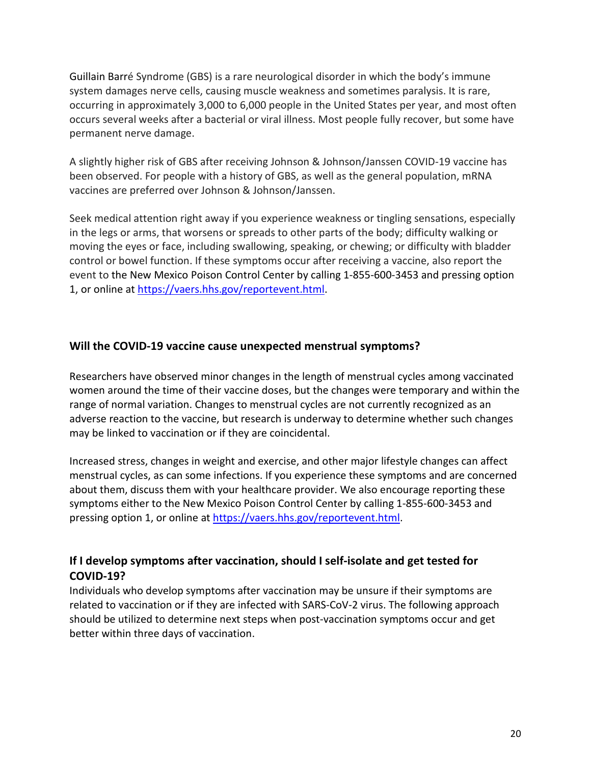Guillain Barré Syndrome (GBS) is a rare neurological disorder in which the body's immune system damages nerve cells, causing muscle weakness and sometimes paralysis. It is rare, occurring in approximately 3,000 to 6,000 people in the United States per year, and most often occurs several weeks after a bacterial or viral illness. Most people fully recover, but some have permanent nerve damage.

A slightly higher risk of GBS after receiving Johnson & Johnson/Janssen COVID-19 vaccine has been observed. For people with a history of GBS, as well as the general population, mRNA vaccines are preferred over Johnson & Johnson/Janssen.

Seek medical attention right away if you experience weakness or tingling sensations, especially in the legs or arms, that worsens or spreads to other parts of the body; difficulty walking or moving the eyes or face, including swallowing, speaking, or chewing; or difficulty with bladder control or bowel function. If these symptoms occur after receiving a vaccine, also report the event to the New Mexico Poison Control Center by calling 1-855-600-3453 and pressing option 1, or online at https://vaers.hhs.gov/reportevent.html.

### Will the COVID-19 vaccine cause unexpected menstrual symptoms?

Researchers have observed minor changes in the length of menstrual cycles among vaccinated women around the time of their vaccine doses, but the changes were temporary and within the range of normal variation. Changes to menstrual cycles are not currently recognized as an adverse reaction to the vaccine, but research is underway to determine whether such changes may be linked to vaccination or if they are coincidental.

Increased stress, changes in weight and exercise, and other major lifestyle changes can affect menstrual cycles, as can some infections. If you experience these symptoms and are concerned about them, discuss them with your healthcare provider. We also encourage reporting these symptoms either to the New Mexico Poison Control Center by calling 1-855-600-3453 and pressing option 1, or online at https://vaers.hhs.gov/reportevent.html.

### If I develop symptoms after vaccination, should I self-isolate and get tested for COVID-19?

Individuals who develop symptoms after vaccination may be unsure if their symptoms are related to vaccination or if they are infected with SARS-CoV-2 virus. The following approach should be utilized to determine next steps when post-vaccination symptoms occur and get better within three days of vaccination.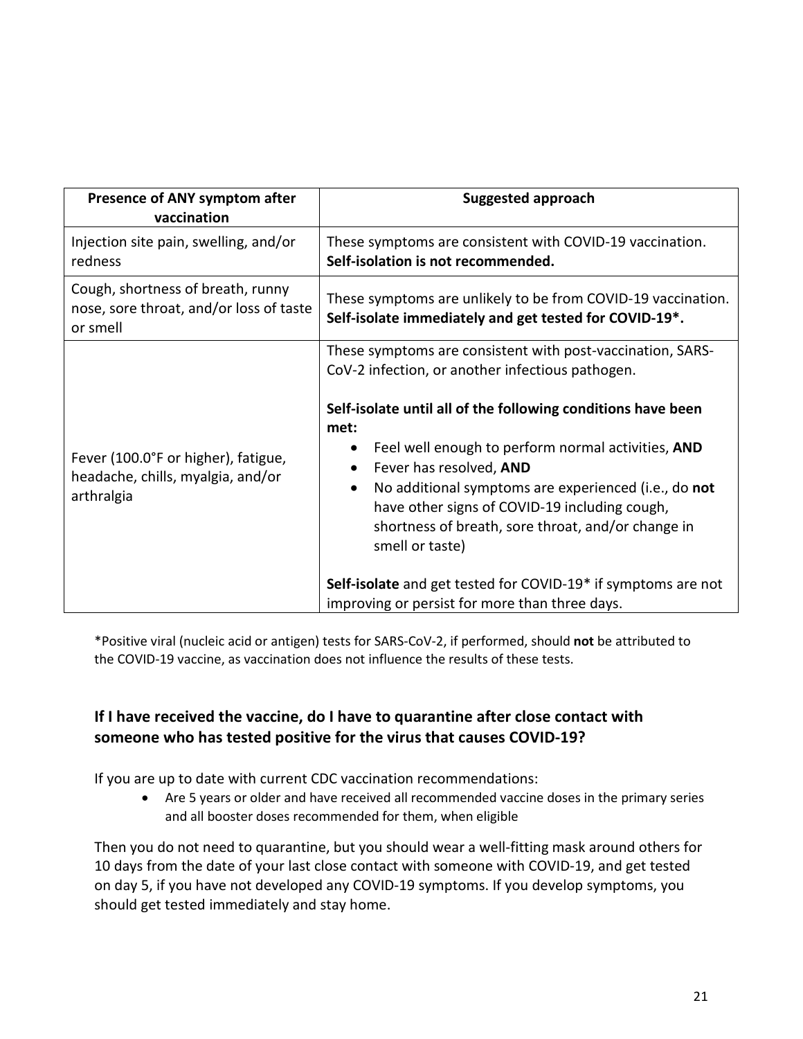| Presence of ANY symptom after vaccination | Suggested approach |
|---|---|
| Injection site pain, swelling, and/or redness | These symptoms are consistent with COVID-19 vaccination. **Self-isolation is not recommended.** |
| Cough, shortness of breath, runny nose, sore throat, and/or loss of taste or smell | These symptoms are unlikely to be from COVID-19 vaccination. **Self-isolate immediately and get tested for COVID-19*.** |
| Fever (100.0°F or higher), fatigue, headache, chills, myalgia, and/or arthralgia | These symptoms are consistent with post-vaccination, SARS-CoV-2 infection, or another infectious pathogen.<br><br>**Self-isolate until all of the following conditions have been met:**<br>• Feel well enough to perform normal activities, **AND**<br>• Fever has resolved, **AND**<br>• No additional symptoms are experienced (i.e., do **not** have other signs of COVID-19 including cough, shortness of breath, sore throat, and/or change in smell or taste)<br><br>**Self-isolate** and get tested for COVID-19* if symptoms are not improving or persist for more than three days. |

*Positive viral (nucleic acid or antigen) tests for SARS-CoV-2, if performed, should **not** be attributed to the COVID-19 vaccine, as vaccination does not influence the results of these tests.

### If I have received the vaccine, do I have to quarantine after close contact with someone who has tested positive for the virus that causes COVID-19?

If you are up to date with current CDC vaccination recommendations:

- Are 5 years or older and have received all recommended vaccine doses in the primary series and all booster doses recommended for them, when eligible

Then you do not need to quarantine, but you should wear a well-fitting mask around others for 10 days from the date of your last close contact with someone with COVID-19, and get tested on day 5, if you have not developed any COVID-19 symptoms. If you develop symptoms, you should get tested immediately and stay home.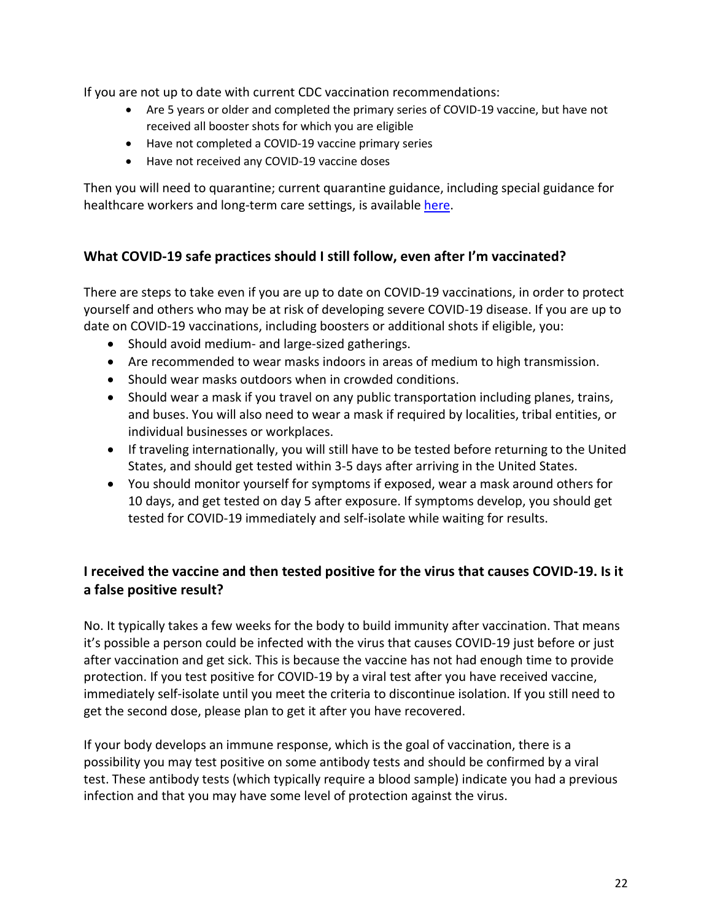If you are not up to date with current CDC vaccination recommendations:

- Are 5 years or older and completed the primary series of COVID-19 vaccine, but have not received all booster shots for which you are eligible
- Have not completed a COVID-19 vaccine primary series
- Have not received any COVID-19 vaccine doses

Then you will need to quarantine; current quarantine guidance, including special guidance for healthcare workers and long-term care settings, is available [here](#).

## What COVID-19 safe practices should I still follow, even after I'm vaccinated?

There are steps to take even if you are up to date on COVID-19 vaccinations, in order to protect yourself and others who may be at risk of developing severe COVID-19 disease. If you are up to date on COVID-19 vaccinations, including boosters or additional shots if eligible, you:

- Should avoid medium- and large-sized gatherings.
- Are recommended to wear masks indoors in areas of medium to high transmission.
- Should wear masks outdoors when in crowded conditions.
- Should wear a mask if you travel on any public transportation including planes, trains, and buses. You will also need to wear a mask if required by localities, tribal entities, or individual businesses or workplaces.
- If traveling internationally, you will still have to be tested before returning to the United States, and should get tested within 3-5 days after arriving in the United States.
- You should monitor yourself for symptoms if exposed, wear a mask around others for 10 days, and get tested on day 5 after exposure. If symptoms develop, you should get tested for COVID-19 immediately and self-isolate while waiting for results.

## I received the vaccine and then tested positive for the virus that causes COVID-19. Is it a false positive result?

No. It typically takes a few weeks for the body to build immunity after vaccination. That means it's possible a person could be infected with the virus that causes COVID-19 just before or just after vaccination and get sick. This is because the vaccine has not had enough time to provide protection. If you test positive for COVID-19 by a viral test after you have received vaccine, immediately self-isolate until you meet the criteria to discontinue isolation. If you still need to get the second dose, please plan to get it after you have recovered.

If your body develops an immune response, which is the goal of vaccination, there is a possibility you may test positive on some antibody tests and should be confirmed by a viral test. These antibody tests (which typically require a blood sample) indicate you had a previous infection and that you may have some level of protection against the virus.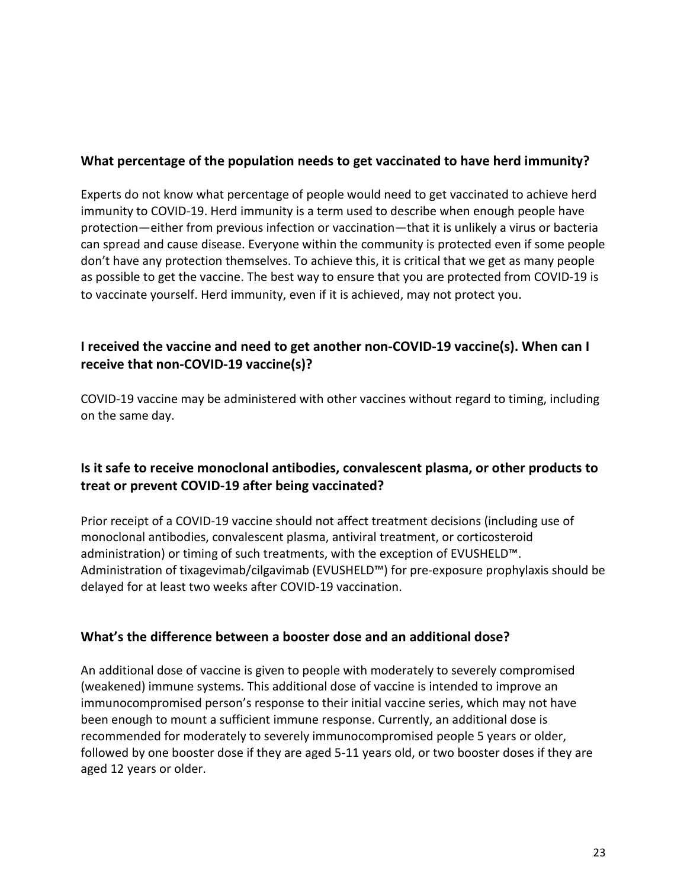### What percentage of the population needs to get vaccinated to have herd immunity?

Experts do not know what percentage of people would need to get vaccinated to achieve herd immunity to COVID-19. Herd immunity is a term used to describe when enough people have protection—either from previous infection or vaccination—that it is unlikely a virus or bacteria can spread and cause disease. Everyone within the community is protected even if some people don't have any protection themselves. To achieve this, it is critical that we get as many people as possible to get the vaccine. The best way to ensure that you are protected from COVID-19 is to vaccinate yourself. Herd immunity, even if it is achieved, may not protect you.

### I received the vaccine and need to get another non-COVID-19 vaccine(s). When can I receive that non-COVID-19 vaccine(s)?

COVID-19 vaccine may be administered with other vaccines without regard to timing, including on the same day.

### Is it safe to receive monoclonal antibodies, convalescent plasma, or other products to treat or prevent COVID-19 after being vaccinated?

Prior receipt of a COVID-19 vaccine should not affect treatment decisions (including use of monoclonal antibodies, convalescent plasma, antiviral treatment, or corticosteroid administration) or timing of such treatments, with the exception of EVUSHELD™. Administration of tixagevimab/cilgavimab (EVUSHELD™) for pre-exposure prophylaxis should be delayed for at least two weeks after COVID-19 vaccination.

### What's the difference between a booster dose and an additional dose?

An additional dose of vaccine is given to people with moderately to severely compromised (weakened) immune systems. This additional dose of vaccine is intended to improve an immunocompromised person's response to their initial vaccine series, which may not have been enough to mount a sufficient immune response. Currently, an additional dose is recommended for moderately to severely immunocompromised people 5 years or older, followed by one booster dose if they are aged 5-11 years old, or two booster doses if they are aged 12 years or older.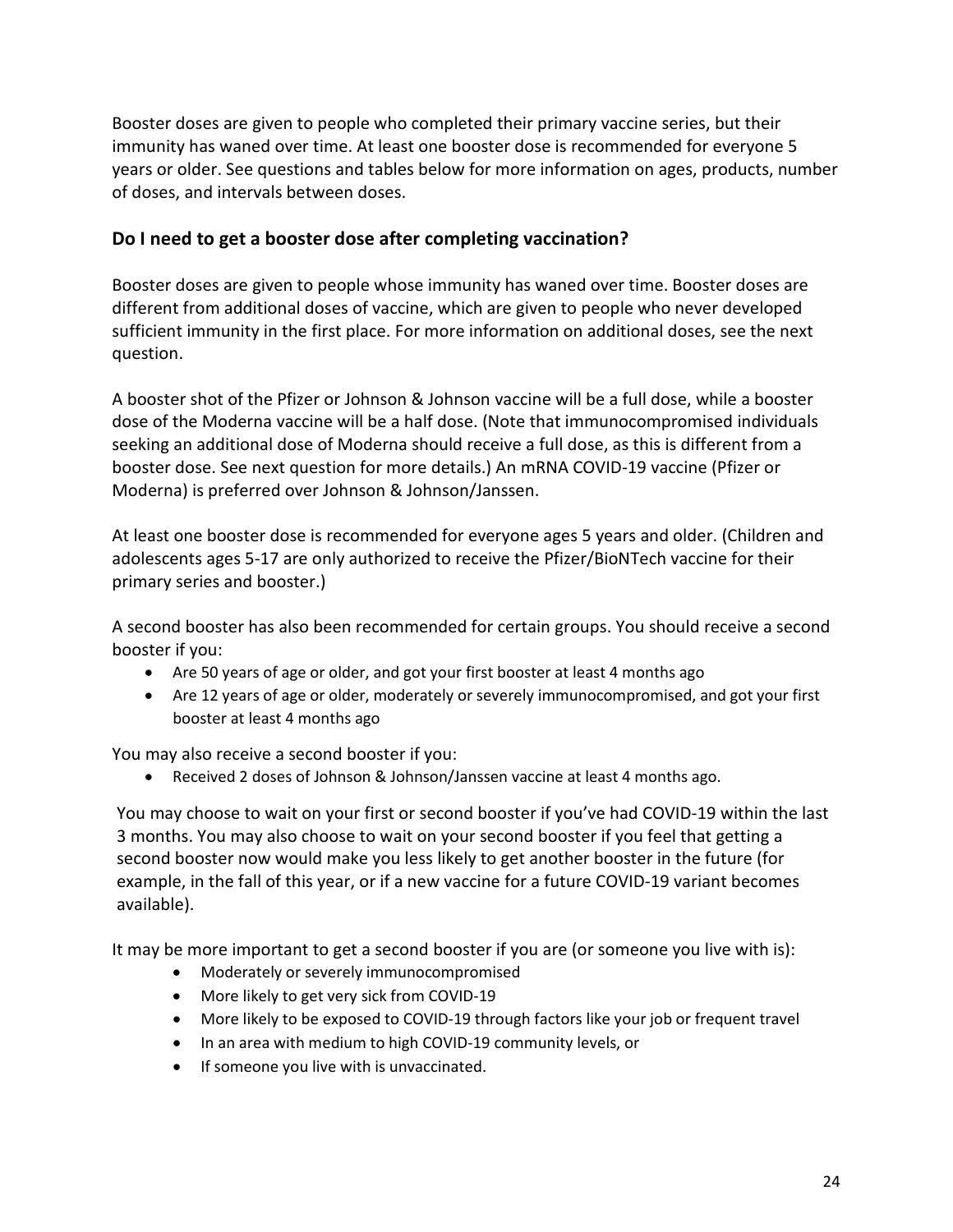Booster doses are given to people who completed their primary vaccine series, but their immunity has waned over time. At least one booster dose is recommended for everyone 5 years or older. See questions and tables below for more information on ages, products, number of doses, and intervals between doses.

### Do I need to get a booster dose after completing vaccination?

Booster doses are given to people whose immunity has waned over time. Booster doses are different from additional doses of vaccine, which are given to people who never developed sufficient immunity in the first place. For more information on additional doses, see the next question.

A booster shot of the Pfizer or Johnson & Johnson vaccine will be a full dose, while a booster dose of the Moderna vaccine will be a half dose. (Note that immunocompromised individuals seeking an additional dose of Moderna should receive a full dose, as this is different from a booster dose. See next question for more details.) An mRNA COVID-19 vaccine (Pfizer or Moderna) is preferred over Johnson & Johnson/Janssen.

At least one booster dose is recommended for everyone ages 5 years and older. (Children and adolescents ages 5-17 are only authorized to receive the Pfizer/BioNTech vaccine for their primary series and booster.)

A second booster has also been recommended for certain groups. You should receive a second booster if you:

- Are 50 years of age or older, and got your first booster at least 4 months ago
- Are 12 years of age or older, moderately or severely immunocompromised, and got your first booster at least 4 months ago

You may also receive a second booster if you:

- Received 2 doses of Johnson & Johnson/Janssen vaccine at least 4 months ago.

You may choose to wait on your first or second booster if you've had COVID-19 within the last 3 months. You may also choose to wait on your second booster if you feel that getting a second booster now would make you less likely to get another booster in the future (for example, in the fall of this year, or if a new vaccine for a future COVID-19 variant becomes available).

It may be more important to get a second booster if you are (or someone you live with is):

- Moderately or severely immunocompromised
- More likely to get very sick from COVID-19
- More likely to be exposed to COVID-19 through factors like your job or frequent travel
- In an area with medium to high COVID-19 community levels, or
- If someone you live with is unvaccinated.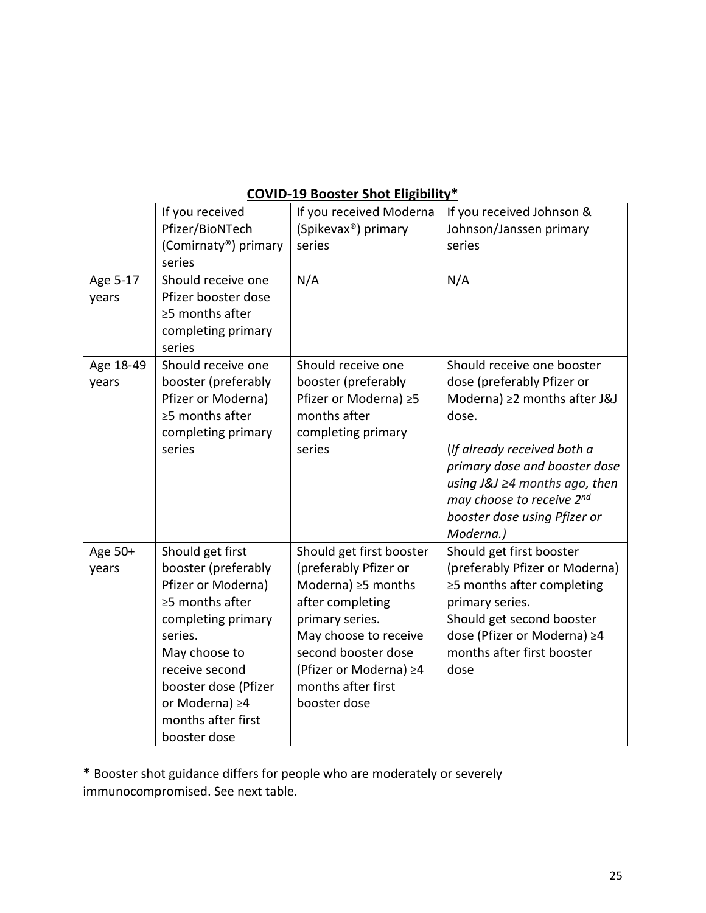**COVID-19 Booster Shot Eligibility***

| | If you received Pfizer/BioNTech (Comirnaty®) primary series | If you received Moderna (Spikevax®) primary series | If you received Johnson & Johnson/Janssen primary series |
|---|---|---|---|
| Age 5-17 years | Should receive one Pfizer booster dose ≥5 months after completing primary series | N/A | N/A |
| Age 18-49 years | Should receive one booster (preferably Pfizer or Moderna) ≥5 months after completing primary series | Should receive one booster (preferably Pfizer or Moderna) ≥5 months after completing primary series | Should receive one booster dose (preferably Pfizer or Moderna) ≥2 months after J&J dose.<br><br>(*If already received both a primary dose and booster dose using J&J ≥4 months ago, then may choose to receive 2nd booster dose using Pfizer or Moderna.)* |
| Age 50+ years | Should get first booster (preferably Pfizer or Moderna) ≥5 months after completing primary series.<br>May choose to receive second booster dose (Pfizer or Moderna) ≥4 months after first booster dose | Should get first booster (preferably Pfizer or Moderna) ≥5 months after completing primary series.<br>May choose to receive second booster dose (Pfizer or Moderna) ≥4 months after first booster dose | Should get first booster (preferably Pfizer or Moderna) ≥5 months after completing primary series.<br>Should get second booster dose (Pfizer or Moderna) ≥4 months after first booster dose |

**\*** Booster shot guidance differs for people who are moderately or severely immunocompromised. See next table.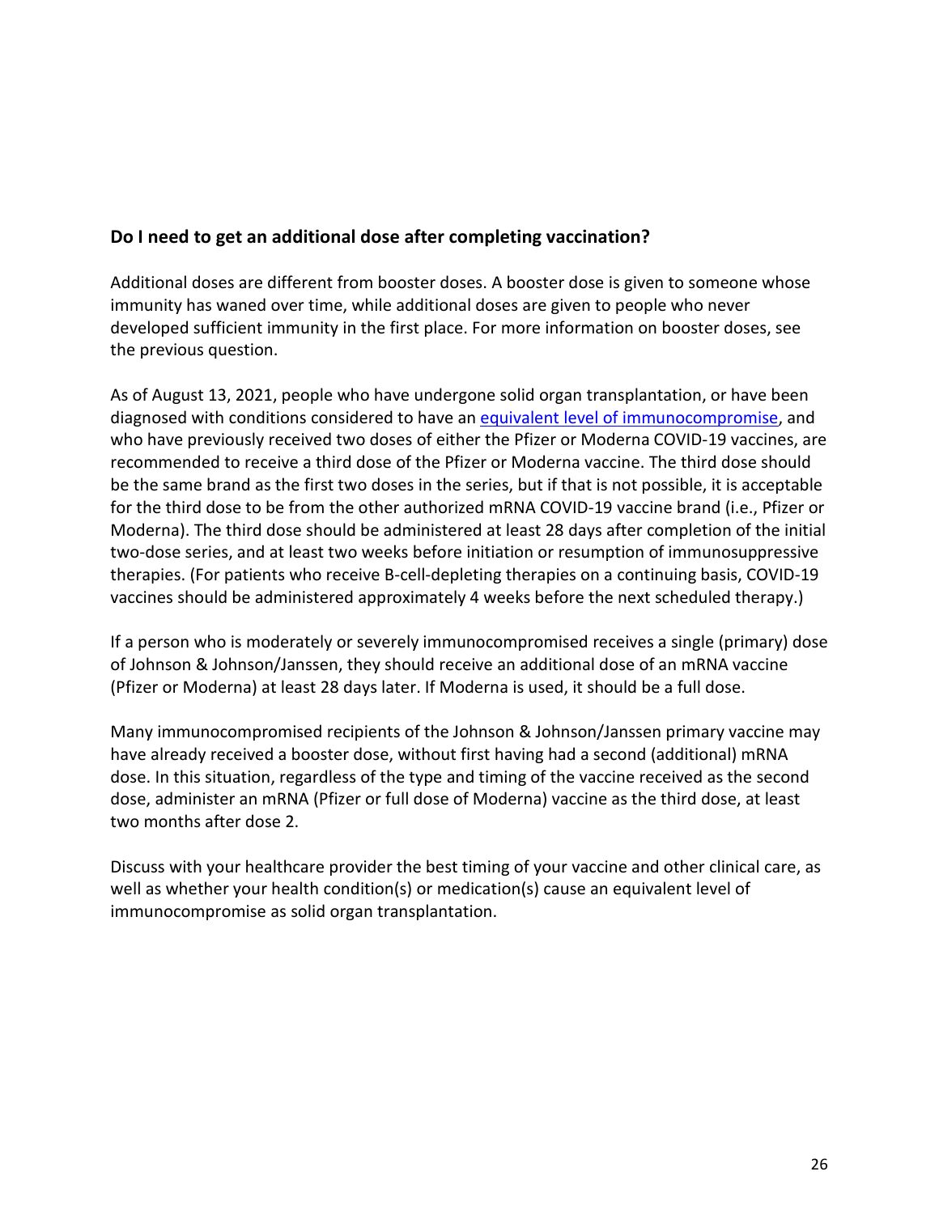### Do I need to get an additional dose after completing vaccination?

Additional doses are different from booster doses. A booster dose is given to someone whose immunity has waned over time, while additional doses are given to people who never developed sufficient immunity in the first place. For more information on booster doses, see the previous question.

As of August 13, 2021, people who have undergone solid organ transplantation, or have been diagnosed with conditions considered to have an equivalent level of immunocompromise, and who have previously received two doses of either the Pfizer or Moderna COVID-19 vaccines, are recommended to receive a third dose of the Pfizer or Moderna vaccine. The third dose should be the same brand as the first two doses in the series, but if that is not possible, it is acceptable for the third dose to be from the other authorized mRNA COVID-19 vaccine brand (i.e., Pfizer or Moderna). The third dose should be administered at least 28 days after completion of the initial two-dose series, and at least two weeks before initiation or resumption of immunosuppressive therapies. (For patients who receive B-cell-depleting therapies on a continuing basis, COVID-19 vaccines should be administered approximately 4 weeks before the next scheduled therapy.)

If a person who is moderately or severely immunocompromised receives a single (primary) dose of Johnson & Johnson/Janssen, they should receive an additional dose of an mRNA vaccine (Pfizer or Moderna) at least 28 days later. If Moderna is used, it should be a full dose.

Many immunocompromised recipients of the Johnson & Johnson/Janssen primary vaccine may have already received a booster dose, without first having had a second (additional) mRNA dose. In this situation, regardless of the type and timing of the vaccine received as the second dose, administer an mRNA (Pfizer or full dose of Moderna) vaccine as the third dose, at least two months after dose 2.

Discuss with your healthcare provider the best timing of your vaccine and other clinical care, as well as whether your health condition(s) or medication(s) cause an equivalent level of immunocompromise as solid organ transplantation.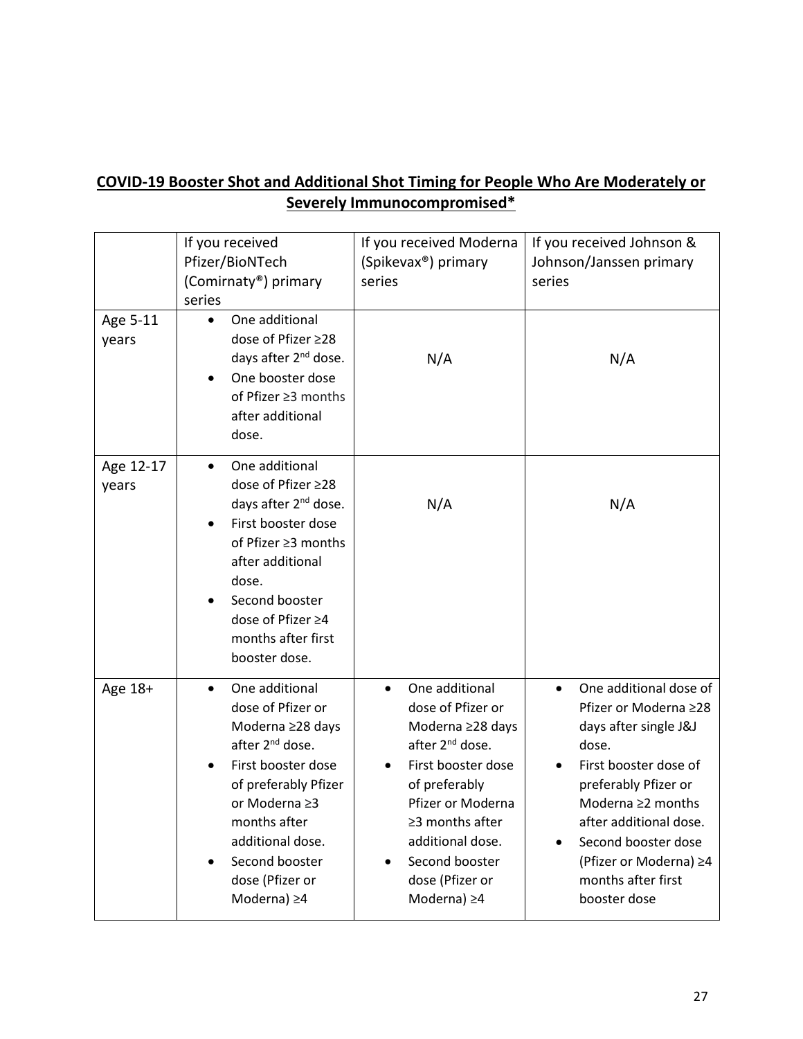**<u>COVID-19 Booster Shot and Additional Shot Timing for People Who Are Moderately or Severely Immunocompromised*</u>**

| | If you received Pfizer/BioNTech (Comirnaty®) primary series | If you received Moderna (Spikevax®) primary series | If you received Johnson & Johnson/Janssen primary series |
|---|---|---|---|
| Age 5-11 years | • One additional dose of Pfizer ≥28 days after 2nd dose.<br>• One booster dose of Pfizer ≥3 months after additional dose. | N/A | N/A |
| Age 12-17 years | • One additional dose of Pfizer ≥28 days after 2nd dose.<br>• First booster dose of Pfizer ≥3 months after additional dose.<br>• Second booster dose of Pfizer ≥4 months after first booster dose. | N/A | N/A |
| Age 18+ | • One additional dose of Pfizer or Moderna ≥28 days after 2nd dose.<br>• First booster dose of preferably Pfizer or Moderna ≥3 months after additional dose.<br>• Second booster dose (Pfizer or Moderna) ≥4 | • One additional dose of Pfizer or Moderna ≥28 days after 2nd dose.<br>• First booster dose of preferably Pfizer or Moderna ≥3 months after additional dose.<br>• Second booster dose (Pfizer or Moderna) ≥4 | • One additional dose of Pfizer or Moderna ≥28 days after single J&J dose.<br>• First booster dose of preferably Pfizer or Moderna ≥2 months after additional dose.<br>• Second booster dose (Pfizer or Moderna) ≥4 months after first booster dose |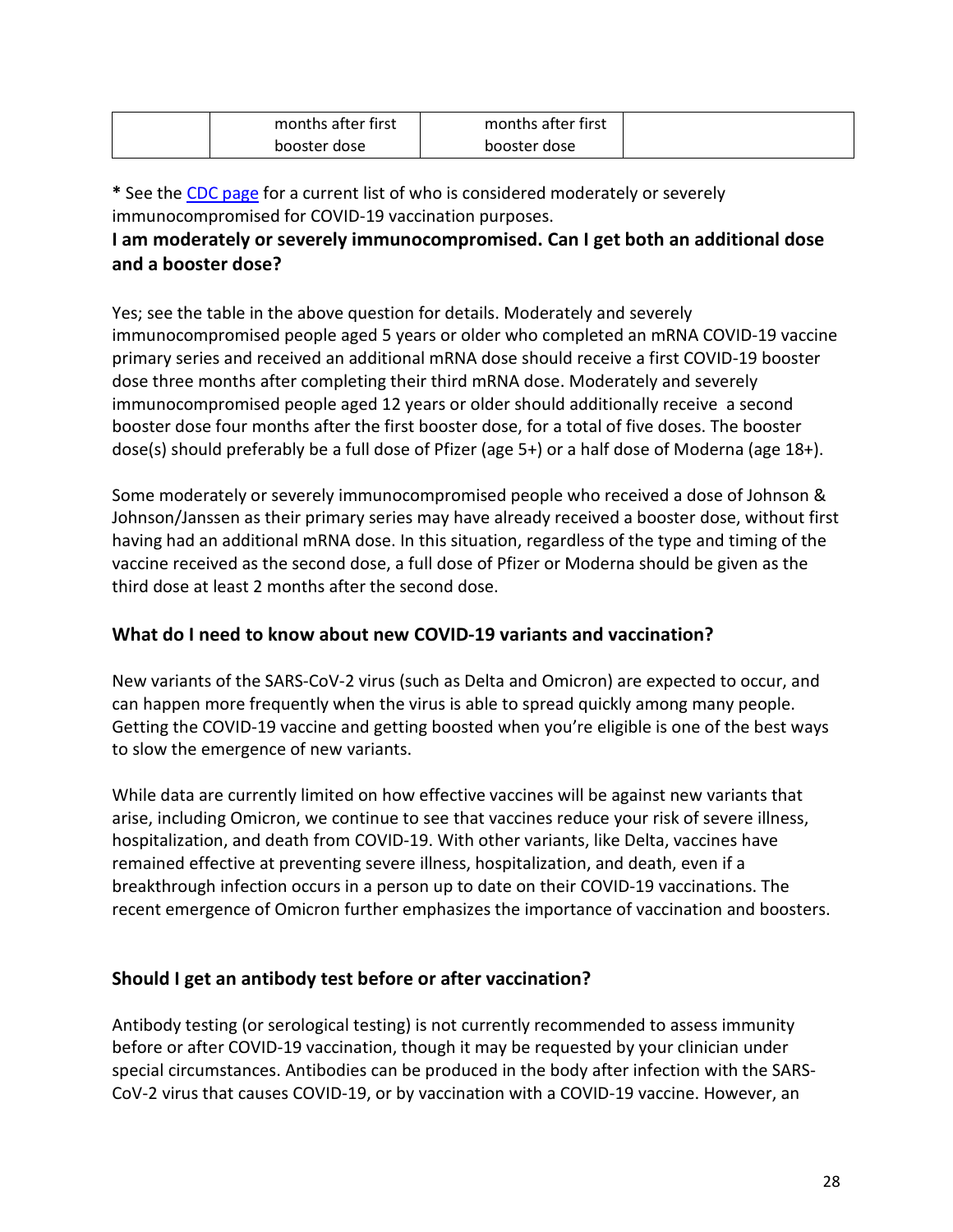| | months after first booster dose | months after first booster dose | |
|---|---|---|---|

**\*** See the CDC page for a current list of who is considered moderately or severely immunocompromised for COVID-19 vaccination purposes.

**I am moderately or severely immunocompromised. Can I get both an additional dose and a booster dose?**

Yes; see the table in the above question for details. Moderately and severely immunocompromised people aged 5 years or older who completed an mRNA COVID-19 vaccine primary series and received an additional mRNA dose should receive a first COVID-19 booster dose three months after completing their third mRNA dose. Moderately and severely immunocompromised people aged 12 years or older should additionally receive a second booster dose four months after the first booster dose, for a total of five doses. The booster dose(s) should preferably be a full dose of Pfizer (age 5+) or a half dose of Moderna (age 18+).

Some moderately or severely immunocompromised people who received a dose of Johnson & Johnson/Janssen as their primary series may have already received a booster dose, without first having had an additional mRNA dose. In this situation, regardless of the type and timing of the vaccine received as the second dose, a full dose of Pfizer or Moderna should be given as the third dose at least 2 months after the second dose.

### What do I need to know about new COVID-19 variants and vaccination?

New variants of the SARS-CoV-2 virus (such as Delta and Omicron) are expected to occur, and can happen more frequently when the virus is able to spread quickly among many people. Getting the COVID-19 vaccine and getting boosted when you're eligible is one of the best ways to slow the emergence of new variants.

While data are currently limited on how effective vaccines will be against new variants that arise, including Omicron, we continue to see that vaccines reduce your risk of severe illness, hospitalization, and death from COVID-19. With other variants, like Delta, vaccines have remained effective at preventing severe illness, hospitalization, and death, even if a breakthrough infection occurs in a person up to date on their COVID-19 vaccinations. The recent emergence of Omicron further emphasizes the importance of vaccination and boosters.

### Should I get an antibody test before or after vaccination?

Antibody testing (or serological testing) is not currently recommended to assess immunity before or after COVID-19 vaccination, though it may be requested by your clinician under special circumstances. Antibodies can be produced in the body after infection with the SARS-CoV-2 virus that causes COVID-19, or by vaccination with a COVID-19 vaccine. However, an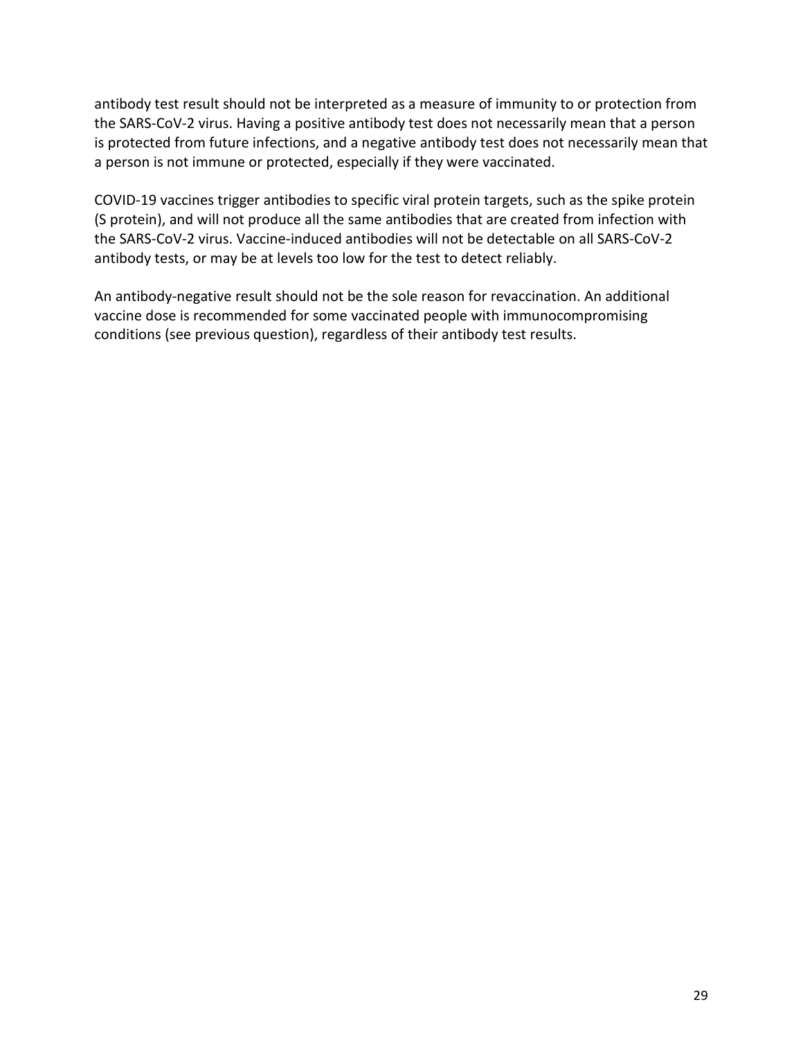antibody test result should not be interpreted as a measure of immunity to or protection from the SARS-CoV-2 virus. Having a positive antibody test does not necessarily mean that a person is protected from future infections, and a negative antibody test does not necessarily mean that a person is not immune or protected, especially if they were vaccinated.

COVID-19 vaccines trigger antibodies to specific viral protein targets, such as the spike protein (S protein), and will not produce all the same antibodies that are created from infection with the SARS-CoV-2 virus. Vaccine-induced antibodies will not be detectable on all SARS-CoV-2 antibody tests, or may be at levels too low for the test to detect reliably.

An antibody-negative result should not be the sole reason for revaccination. An additional vaccine dose is recommended for some vaccinated people with immunocompromising conditions (see previous question), regardless of their antibody test results.